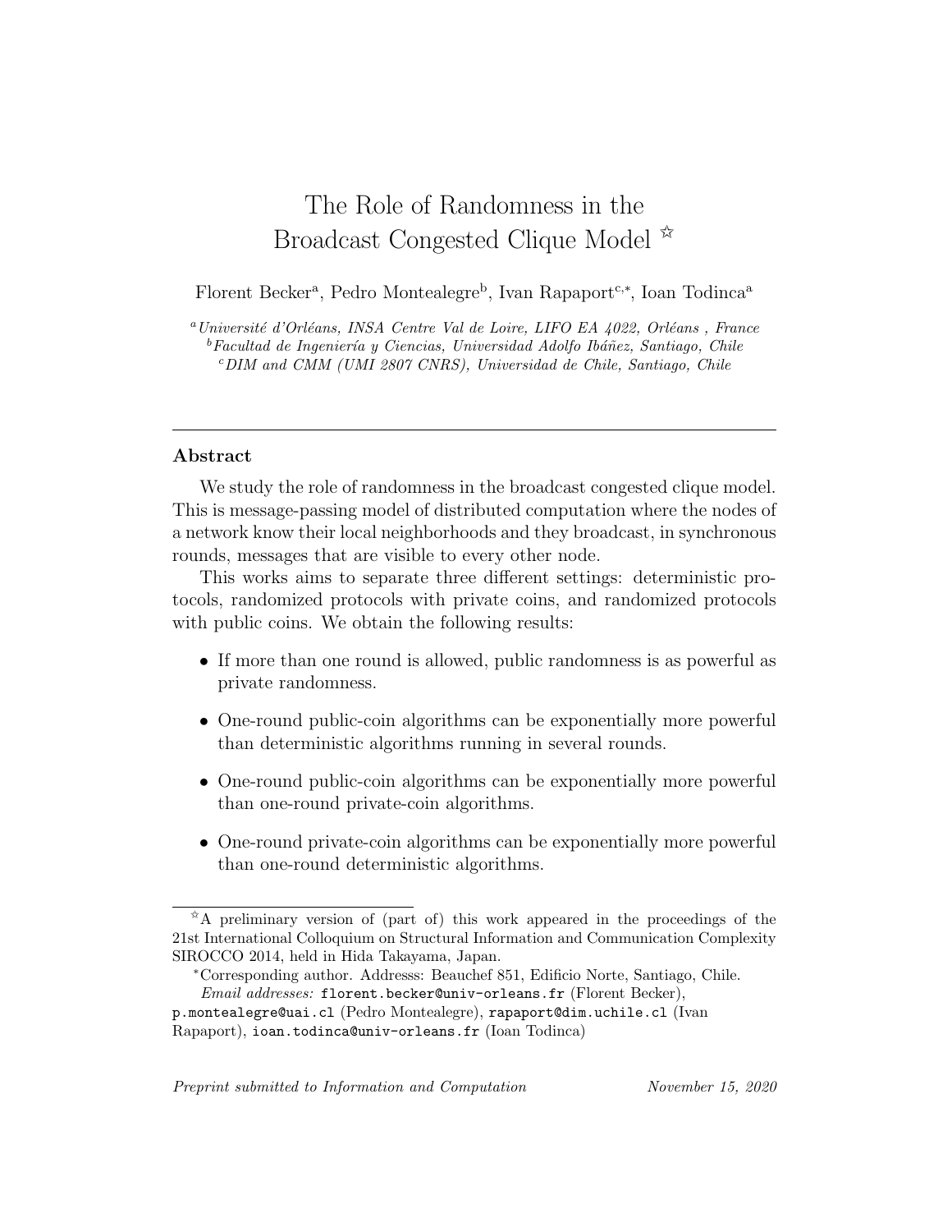# The Role of Randomness in the Broadcast Congested Clique Model ☆

Florent Becker[a], Pedro Montealegre[b], Ivan Rapaport[c,*], Ioan Todinca[a]

[a] *Université d'Orléans, INSA Centre Val de Loire, LIFO EA 4022, Orléans , France*
[b] *Facultad de Ingeniería y Ciencias, Universidad Adolfo Ibáñez, Santiago, Chile*
[c] *DIM and CMM (UMI 2807 CNRS), Universidad de Chile, Santiago, Chile*

---

## Abstract

We study the role of randomness in the broadcast congested clique model. This is message-passing model of distributed computation where the nodes of a network know their local neighborhoods and they broadcast, in synchronous rounds, messages that are visible to every other node.

This works aims to separate three different settings: deterministic protocols, randomized protocols with private coins, and randomized protocols with public coins. We obtain the following results:

- If more than one round is allowed, public randomness is as powerful as private randomness.
- One-round public-coin algorithms can be exponentially more powerful than deterministic algorithms running in several rounds.
- One-round public-coin algorithms can be exponentially more powerful than one-round private-coin algorithms.
- One-round private-coin algorithms can be exponentially more powerful than one-round deterministic algorithms.

---

☆A preliminary version of (part of) this work appeared in the proceedings of the 21st International Colloquium on Structural Information and Communication Complexity SIROCCO 2014, held in Hida Takayama, Japan.

*Corresponding author. Addresss: Beauchef 851, Edificio Norte, Santiago, Chile.
*Email addresses:* florent.becker@univ-orleans.fr (Florent Becker), p.montealegre@uai.cl (Pedro Montealegre), rapaport@dim.uchile.cl (Ivan Rapaport), ioan.todinca@univ-orleans.fr (Ioan Todinca)

*Preprint submitted to Information and Computation* *November 15, 2020*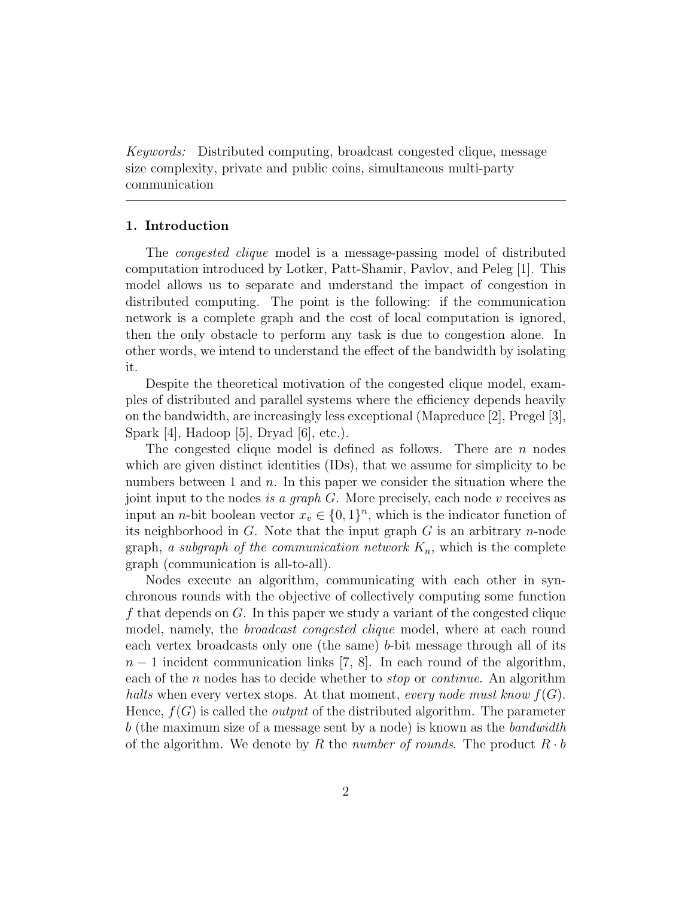*Keywords:* Distributed computing, broadcast congested clique, message size complexity, private and public coins, simultaneous multi-party communication

---

## 1. Introduction

The *congested clique* model is a message-passing model of distributed computation introduced by Lotker, Patt-Shamir, Pavlov, and Peleg [1]. This model allows us to separate and understand the impact of congestion in distributed computing. The point is the following: if the communication network is a complete graph and the cost of local computation is ignored, then the only obstacle to perform any task is due to congestion alone. In other words, we intend to understand the effect of the bandwidth by isolating it.

Despite the theoretical motivation of the congested clique model, examples of distributed and parallel systems where the efficiency depends heavily on the bandwidth, are increasingly less exceptional (Mapreduce [2], Pregel [3], Spark [4], Hadoop [5], Dryad [6], etc.).

The congested clique model is defined as follows. There are $n$ nodes which are given distinct identities (IDs), that we assume for simplicity to be numbers between 1 and $n$. In this paper we consider the situation where the joint input to the nodes *is a graph* $G$. More precisely, each node $v$ receives as input an $n$-bit boolean vector $x_v \in \{0,1\}^n$, which is the indicator function of its neighborhood in $G$. Note that the input graph $G$ is an arbitrary $n$-node graph, *a subgraph of the communication network* $K_n$, which is the complete graph (communication is all-to-all).

Nodes execute an algorithm, communicating with each other in synchronous rounds with the objective of collectively computing some function $f$ that depends on $G$. In this paper we study a variant of the congested clique model, namely, the *broadcast congested clique* model, where at each round each vertex broadcasts only one (the same) $b$-bit message through all of its $n-1$ incident communication links [7, 8]. In each round of the algorithm, each of the $n$ nodes has to decide whether to *stop* or *continue*. An algorithm *halts* when every vertex stops. At that moment, *every node must know* $f(G)$. Hence, $f(G)$ is called the *output* of the distributed algorithm. The parameter $b$ (the maximum size of a message sent by a node) is known as the *bandwidth* of the algorithm. We denote by $R$ the *number of rounds*. The product $R \cdot b$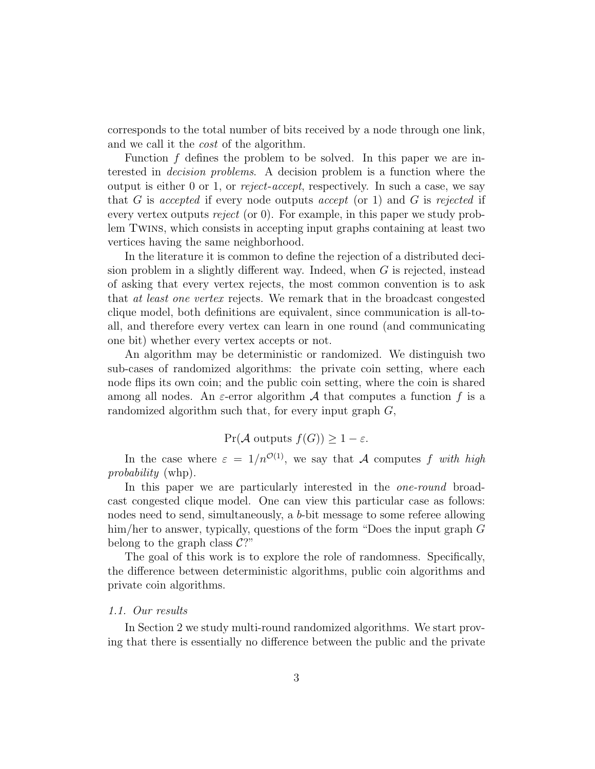corresponds to the total number of bits received by a node through one link, and we call it the *cost* of the algorithm.

Function $f$ defines the problem to be solved. In this paper we are interested in *decision problems*. A decision problem is a function where the output is either 0 or 1, or *reject-accept*, respectively. In such a case, we say that $G$ is *accepted* if every node outputs *accept* (or 1) and $G$ is *rejected* if every vertex outputs *reject* (or 0). For example, in this paper we study problem TWINS, which consists in accepting input graphs containing at least two vertices having the same neighborhood.

In the literature it is common to define the rejection of a distributed decision problem in a slightly different way. Indeed, when $G$ is rejected, instead of asking that every vertex rejects, the most common convention is to ask that *at least one vertex* rejects. We remark that in the broadcast congested clique model, both definitions are equivalent, since communication is all-to-all, and therefore every vertex can learn in one round (and communicating one bit) whether every vertex accepts or not.

An algorithm may be deterministic or randomized. We distinguish two sub-cases of randomized algorithms: the private coin setting, where each node flips its own coin; and the public coin setting, where the coin is shared among all nodes. An $\varepsilon$-error algorithm $\mathcal{A}$ that computes a function $f$ is a randomized algorithm such that, for every input graph $G$,

$$\Pr(\mathcal{A} \text{ outputs } f(G)) \geq 1 - \varepsilon.$$

In the case where $\varepsilon = 1/n^{\mathcal{O}(1)}$, we say that $\mathcal{A}$ computes $f$ *with high probability* (whp).

In this paper we are particularly interested in the *one-round* broadcast congested clique model. One can view this particular case as follows: nodes need to send, simultaneously, a $b$-bit message to some referee allowing him/her to answer, typically, questions of the form "Does the input graph $G$ belong to the graph class $\mathcal{C}$?"

The goal of this work is to explore the role of randomness. Specifically, the difference between deterministic algorithms, public coin algorithms and private coin algorithms.

### *1.1. Our results*

In Section 2 we study multi-round randomized algorithms. We start proving that there is essentially no difference between the public and the private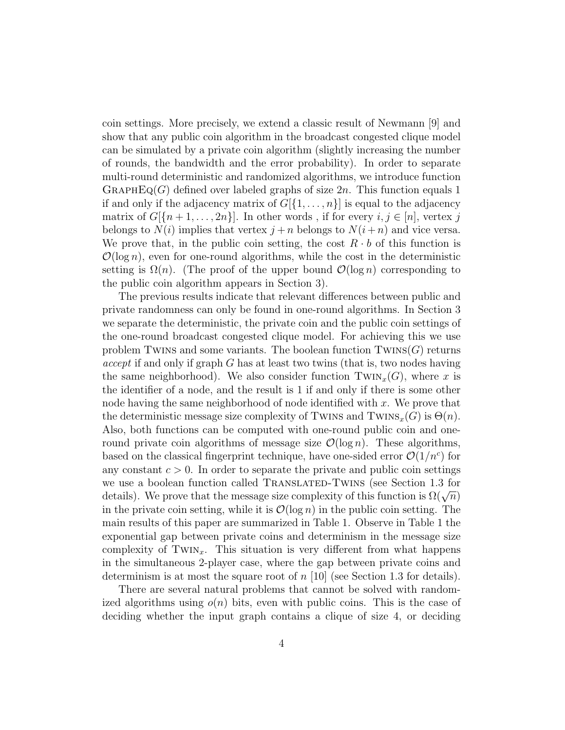coin settings. More precisely, we extend a classic result of Newmann [9] and show that any public coin algorithm in the broadcast congested clique model can be simulated by a private coin algorithm (slightly increasing the number of rounds, the bandwidth and the error probability). In order to separate multi-round deterministic and randomized algorithms, we introduce function $\textsc{GraphEq}(G)$ defined over labeled graphs of size $2n$. This function equals 1 if and only if the adjacency matrix of $G[\{1, \ldots, n\}]$ is equal to the adjacency matrix of $G[\{n+1, \ldots, 2n\}]$. In other words , if for every $i, j \in [n]$, vertex $j$ belongs to $N(i)$ implies that vertex $j+n$ belongs to $N(i+n)$ and vice versa. We prove that, in the public coin setting, the cost $R \cdot b$ of this function is $\mathcal{O}(\log n)$, even for one-round algorithms, while the cost in the deterministic setting is $\Omega(n)$. (The proof of the upper bound $\mathcal{O}(\log n)$ corresponding to the public coin algorithm appears in Section 3).

The previous results indicate that relevant differences between public and private randomness can only be found in one-round algorithms. In Section 3 we separate the deterministic, the private coin and the public coin settings of the one-round broadcast congested clique model. For achieving this we use problem $\textsc{Twins}$ and some variants. The boolean function $\textsc{Twins}(G)$ returns *accept* if and only if graph $G$ has at least two twins (that is, two nodes having the same neighborhood). We also consider function $\textsc{Twin}_x(G)$, where $x$ is the identifier of a node, and the result is 1 if and only if there is some other node having the same neighborhood of node identified with $x$. We prove that the deterministic message size complexity of $\textsc{Twins}$ and $\textsc{Twins}_x(G)$ is $\Theta(n)$. Also, both functions can be computed with one-round public coin and one-round private coin algorithms of message size $\mathcal{O}(\log n)$. These algorithms, based on the classical fingerprint technique, have one-sided error $\mathcal{O}(1/n^c)$ for any constant $c > 0$. In order to separate the private and public coin settings we use a boolean function called $\textsc{Translated-Twins}$ (see Section 1.3 for details). We prove that the message size complexity of this function is $\Omega(\sqrt{n})$ in the private coin setting, while it is $\mathcal{O}(\log n)$ in the public coin setting. The main results of this paper are summarized in Table 1. Observe in Table 1 the exponential gap between private coins and determinism in the message size complexity of $\textsc{Twin}_x$. This situation is very different from what happens in the simultaneous 2-player case, where the gap between private coins and determinism is at most the square root of $n$ [10] (see Section 1.3 for details).

There are several natural problems that cannot be solved with randomized algorithms using $o(n)$ bits, even with public coins. This is the case of deciding whether the input graph contains a clique of size 4, or deciding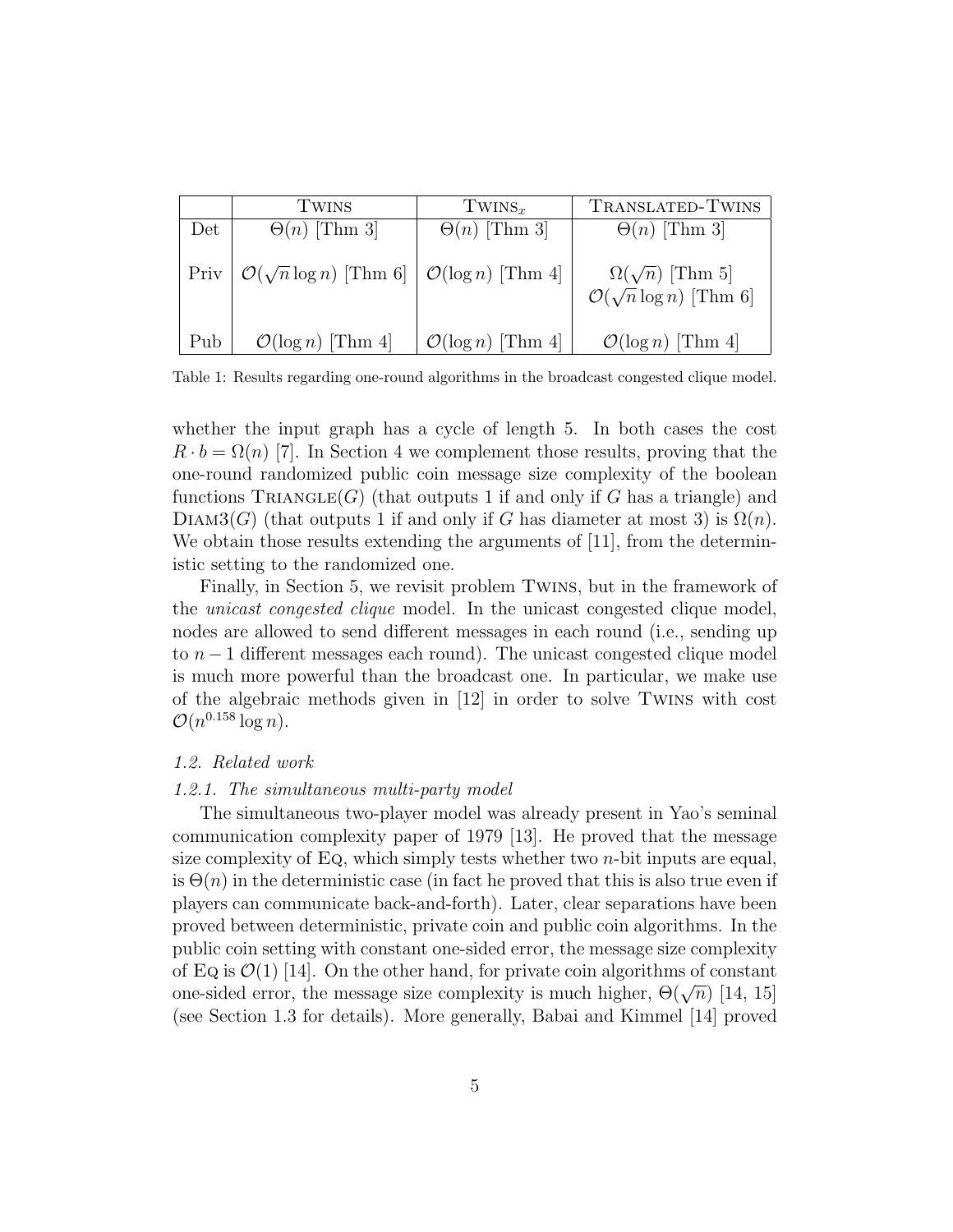| | Twins | Twins$_x$ | Translated-Twins |
|---|---|---|---|
| Det | $\Theta(n)$ [Thm 3] | $\Theta(n)$ [Thm 3] | $\Theta(n)$ [Thm 3] |
| Priv | $\mathcal{O}(\sqrt{n}\log n)$ [Thm 6] | $\mathcal{O}(\log n)$ [Thm 4] | $\Omega(\sqrt{n})$ [Thm 5] $\mathcal{O}(\sqrt{n}\log n)$ [Thm 6] |
| Pub | $\mathcal{O}(\log n)$ [Thm 4] | $\mathcal{O}(\log n)$ [Thm 4] | $\mathcal{O}(\log n)$ [Thm 4] |

Table 1: Results regarding one-round algorithms in the broadcast congested clique model.

whether the input graph has a cycle of length 5. In both cases the cost $R \cdot b = \Omega(n)$ [7]. In Section 4 we complement those results, proving that the one-round randomized public coin message size complexity of the boolean functions Triangle($G$) (that outputs 1 if and only if $G$ has a triangle) and Diam3($G$) (that outputs 1 if and only if $G$ has diameter at most 3) is $\Omega(n)$. We obtain those results extending the arguments of [11], from the deterministic setting to the randomized one.

Finally, in Section 5, we revisit problem Twins, but in the framework of the *unicast congested clique* model. In the unicast congested clique model, nodes are allowed to send different messages in each round (i.e., sending up to $n-1$ different messages each round). The unicast congested clique model is much more powerful than the broadcast one. In particular, we make use of the algebraic methods given in [12] in order to solve Twins with cost $\mathcal{O}(n^{0.158}\log n)$.

### *1.2. Related work*

#### *1.2.1. The simultaneous multi-party model*

The simultaneous two-player model was already present in Yao's seminal communication complexity paper of 1979 [13]. He proved that the message size complexity of Eq, which simply tests whether two $n$-bit inputs are equal, is $\Theta(n)$ in the deterministic case (in fact he proved that this is also true even if players can communicate back-and-forth). Later, clear separations have been proved between deterministic, private coin and public coin algorithms. In the public coin setting with constant one-sided error, the message size complexity of Eq is $\mathcal{O}(1)$ [14]. On the other hand, for private coin algorithms of constant one-sided error, the message size complexity is much higher, $\Theta(\sqrt{n})$ [14, 15] (see Section 1.3 for details). More generally, Babai and Kimmel [14] proved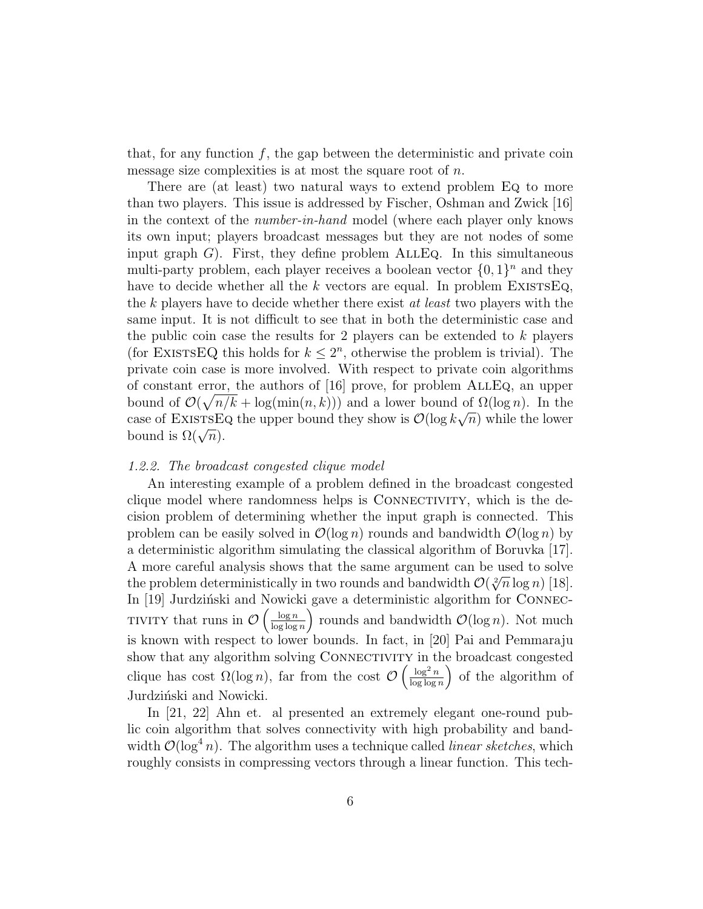that, for any function $f$, the gap between the deterministic and private coin message size complexities is at most the square root of $n$.

There are (at least) two natural ways to extend problem EQ to more than two players. This issue is addressed by Fischer, Oshman and Zwick [16] in the context of the *number-in-hand* model (where each player only knows its own input; players broadcast messages but they are not nodes of some input graph $G$). First, they define problem ALLEQ. In this simultaneous multi-party problem, each player receives a boolean vector $\{0,1\}^n$ and they have to decide whether all the $k$ vectors are equal. In problem EXISTSEQ, the $k$ players have to decide whether there exist *at least* two players with the same input. It is not difficult to see that in both the deterministic case and the public coin case the results for 2 players can be extended to $k$ players (for EXISTSEQ this holds for $k \leq 2^n$, otherwise the problem is trivial). The private coin case is more involved. With respect to private coin algorithms of constant error, the authors of [16] prove, for problem ALLEQ, an upper bound of $\mathcal{O}(\sqrt{n/k} + \log(\min(n,k)))$ and a lower bound of $\Omega(\log n)$. In the case of EXISTSEQ the upper bound they show is $\mathcal{O}(\log k\sqrt{n})$ while the lower bound is $\Omega(\sqrt{n})$.

*1.2.2. The broadcast congested clique model*

An interesting example of a problem defined in the broadcast congested clique model where randomness helps is CONNECTIVITY, which is the decision problem of determining whether the input graph is connected. This problem can be easily solved in $\mathcal{O}(\log n)$ rounds and bandwidth $\mathcal{O}(\log n)$ by a deterministic algorithm simulating the classical algorithm of Boruvka [17]. A more careful analysis shows that the same argument can be used to solve the problem deterministically in two rounds and bandwidth $\mathcal{O}(\sqrt[2]{n}\log n)$ [18]. In [19] Jurdziński and Nowicki gave a deterministic algorithm for CONNECTIVITY that runs in $\mathcal{O}\left(\frac{\log n}{\log\log n}\right)$ rounds and bandwidth $\mathcal{O}(\log n)$. Not much is known with respect to lower bounds. In fact, in [20] Pai and Pemmaraju show that any algorithm solving CONNECTIVITY in the broadcast congested clique has cost $\Omega(\log n)$, far from the cost $\mathcal{O}\left(\frac{\log^2 n}{\log\log n}\right)$ of the algorithm of Jurdziński and Nowicki.

In [21, 22] Ahn et. al presented an extremely elegant one-round public coin algorithm that solves connectivity with high probability and bandwidth $\mathcal{O}(\log^4 n)$. The algorithm uses a technique called *linear sketches*, which roughly consists in compressing vectors through a linear function. This tech-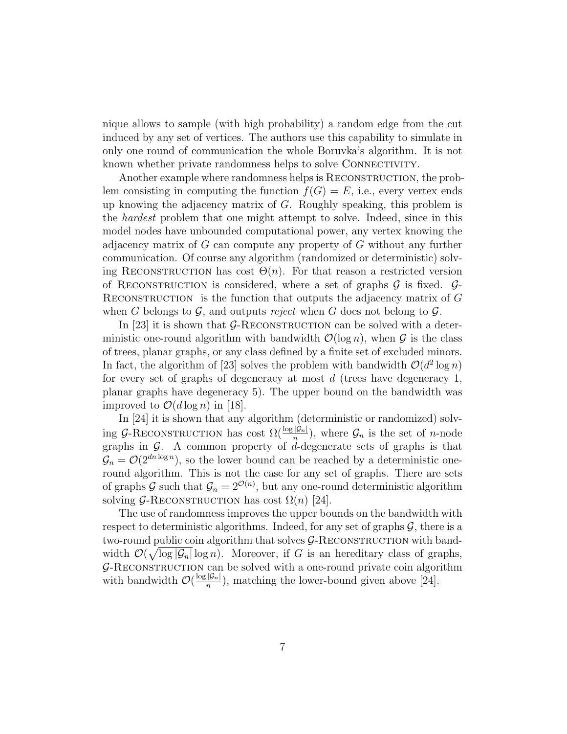nique allows to sample (with high probability) a random edge from the cut induced by any set of vertices. The authors use this capability to simulate in only one round of communication the whole Boruvka's algorithm. It is not known whether private randomness helps to solve Connectivity.

Another example where randomness helps is Reconstruction, the problem consisting in computing the function $f(G) = E$, i.e., every vertex ends up knowing the adjacency matrix of $G$. Roughly speaking, this problem is the *hardest* problem that one might attempt to solve. Indeed, since in this model nodes have unbounded computational power, any vertex knowing the adjacency matrix of $G$ can compute any property of $G$ without any further communication. Of course any algorithm (randomized or deterministic) solving Reconstruction has cost $\Theta(n)$. For that reason a restricted version of Reconstruction is considered, where a set of graphs $\mathcal{G}$ is fixed. $\mathcal{G}$-Reconstruction is the function that outputs the adjacency matrix of $G$ when $G$ belongs to $\mathcal{G}$, and outputs *reject* when $G$ does not belong to $\mathcal{G}$.

In [23] it is shown that $\mathcal{G}$-Reconstruction can be solved with a deterministic one-round algorithm with bandwidth $\mathcal{O}(\log n)$, when $\mathcal{G}$ is the class of trees, planar graphs, or any class defined by a finite set of excluded minors. In fact, the algorithm of [23] solves the problem with bandwidth $\mathcal{O}(d^2 \log n)$ for every set of graphs of degeneracy at most $d$ (trees have degeneracy 1, planar graphs have degeneracy 5). The upper bound on the bandwidth was improved to $\mathcal{O}(d \log n)$ in [18].

In [24] it is shown that any algorithm (deterministic or randomized) solving $\mathcal{G}$-Reconstruction has cost $\Omega(\frac{\log |\mathcal{G}_n|}{n})$, where $\mathcal{G}_n$ is the set of $n$-node graphs in $\mathcal{G}$. A common property of $d$-degenerate sets of graphs is that $\mathcal{G}_n = \mathcal{O}(2^{dn \log n})$, so the lower bound can be reached by a deterministic one-round algorithm. This is not the case for any set of graphs. There are sets of graphs $\mathcal{G}$ such that $\mathcal{G}_n = 2^{\mathcal{O}(n)}$, but any one-round deterministic algorithm solving $\mathcal{G}$-Reconstruction has cost $\Omega(n)$ [24].

The use of randomness improves the upper bounds on the bandwidth with respect to deterministic algorithms. Indeed, for any set of graphs $\mathcal{G}$, there is a two-round public coin algorithm that solves $\mathcal{G}$-Reconstruction with bandwidth $\mathcal{O}(\sqrt{\log |\mathcal{G}_n|} \log n)$. Moreover, if $G$ is an hereditary class of graphs, $\mathcal{G}$-Reconstruction can be solved with a one-round private coin algorithm with bandwidth $\mathcal{O}(\frac{\log |\mathcal{G}_n|}{n})$, matching the lower-bound given above [24].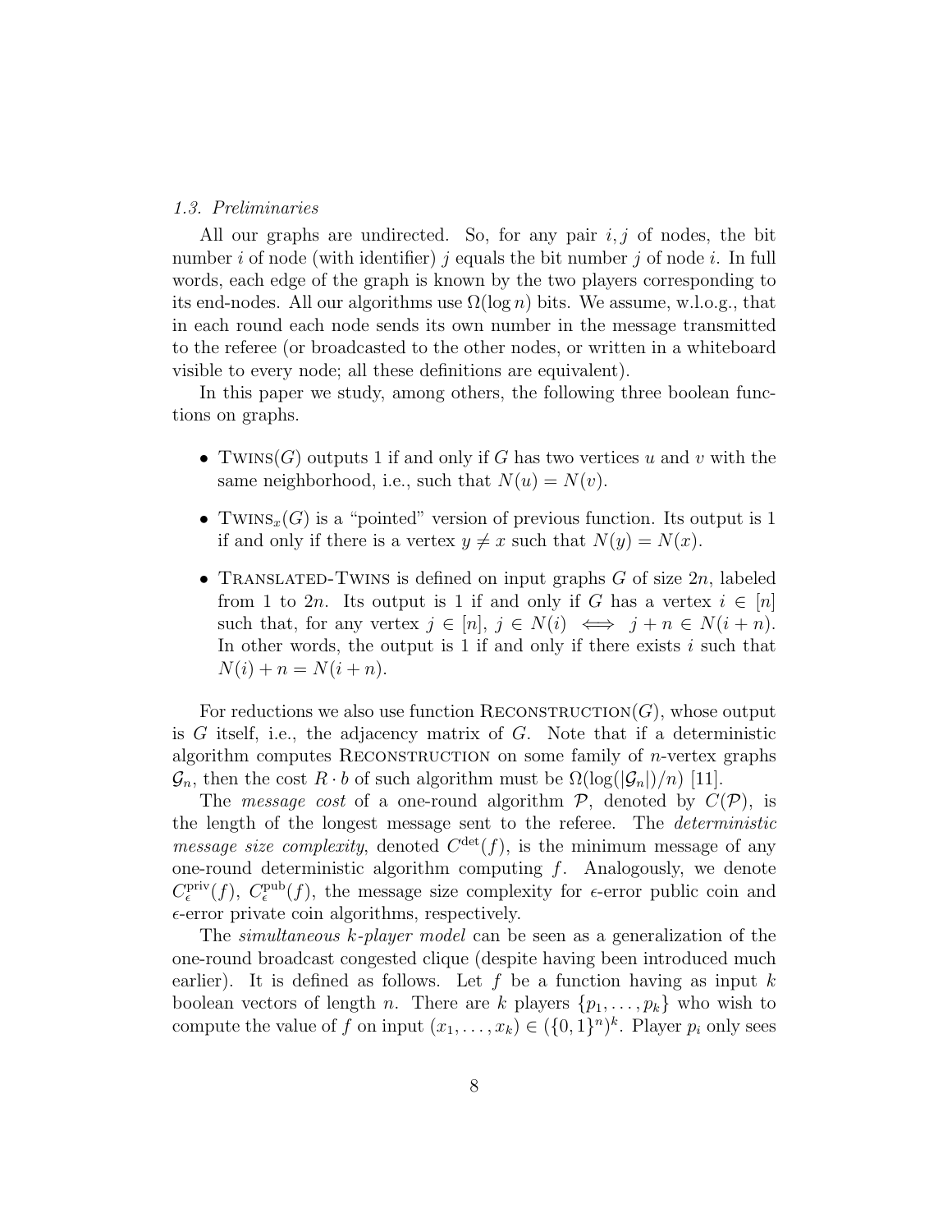*1.3. Preliminaries*

All our graphs are undirected. So, for any pair $i, j$ of nodes, the bit number $i$ of node (with identifier) $j$ equals the bit number $j$ of node $i$. In full words, each edge of the graph is known by the two players corresponding to its end-nodes. All our algorithms use $\Omega(\log n)$ bits. We assume, w.l.o.g., that in each round each node sends its own number in the message transmitted to the referee (or broadcasted to the other nodes, or written in a whiteboard visible to every node; all these definitions are equivalent).

In this paper we study, among others, the following three boolean functions on graphs.

- $\textsc{Twins}(G)$ outputs 1 if and only if $G$ has two vertices $u$ and $v$ with the same neighborhood, i.e., such that $N(u) = N(v)$.
- $\textsc{Twins}_x(G)$ is a "pointed" version of previous function. Its output is 1 if and only if there is a vertex $y \neq x$ such that $N(y) = N(x)$.
- $\textsc{Translated-Twins}$ is defined on input graphs $G$ of size $2n$, labeled from 1 to $2n$. Its output is 1 if and only if $G$ has a vertex $i \in [n]$ such that, for any vertex $j \in [n]$, $j \in N(i) \iff j + n \in N(i + n)$. In other words, the output is 1 if and only if there exists $i$ such that $N(i) + n = N(i + n)$.

For reductions we also use function $\textsc{Reconstruction}(G)$, whose output is $G$ itself, i.e., the adjacency matrix of $G$. Note that if a deterministic algorithm computes $\textsc{Reconstruction}$ on some family of $n$-vertex graphs $\mathcal{G}_n$, then the cost $R \cdot b$ of such algorithm must be $\Omega(\log(|\mathcal{G}_n|)/n)$ [11].

The *message cost* of a one-round algorithm $\mathcal{P}$, denoted by $C(\mathcal{P})$, is the length of the longest message sent to the referee. The *deterministic message size complexity*, denoted $C^{\text{det}}(f)$, is the minimum message of any one-round deterministic algorithm computing $f$. Analogously, we denote $C^{\text{priv}}_{\epsilon}(f)$, $C^{\text{pub}}_{\epsilon}(f)$, the message size complexity for $\epsilon$-error public coin and $\epsilon$-error private coin algorithms, respectively.

The *simultaneous $k$-player model* can be seen as a generalization of the one-round broadcast congested clique (despite having been introduced much earlier). It is defined as follows. Let $f$ be a function having as input $k$ boolean vectors of length $n$. There are $k$ players $\{p_1, \ldots, p_k\}$ who wish to compute the value of $f$ on input $(x_1, \ldots, x_k) \in (\{0, 1\}^n)^k$. Player $p_i$ only sees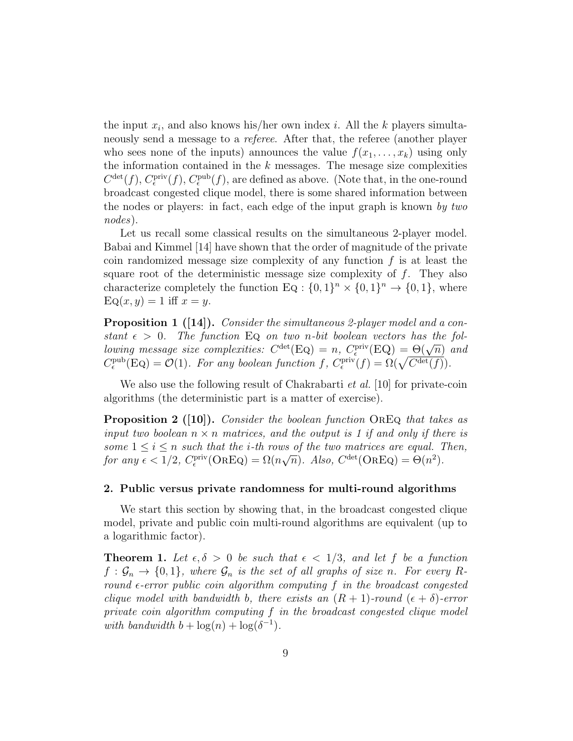the input $x_i$, and also knows his/her own index $i$. All the $k$ players simultaneously send a message to a *referee*. After that, the referee (another player who sees none of the inputs) announces the value $f(x_1, \ldots, x_k)$ using only the information contained in the $k$ messages. The mesage size complexities $C^{\text{det}}(f)$, $C^{\text{priv}}_{\epsilon}(f)$, $C^{\text{pub}}_{\epsilon}(f)$, are defined as above. (Note that, in the one-round broadcast congested clique model, there is some shared information between the nodes or players: in fact, each edge of the input graph is known *by two nodes*).

Let us recall some classical results on the simultaneous 2-player model. Babai and Kimmel [14] have shown that the order of magnitude of the private coin randomized message size complexity of any function $f$ is at least the square root of the deterministic message size complexity of $f$. They also characterize completely the function $\text{Eq} : \{0,1\}^n \times \{0,1\}^n \to \{0,1\}$, where $\text{Eq}(x, y) = 1$ iff $x = y$.

**Proposition 1 ([14]).** *Consider the simultaneous 2-player model and a constant $\epsilon > 0$. The function* Eq *on two $n$-bit boolean vectors has the following message size complexities: $C^{\text{det}}(\text{Eq}) = n$, $C^{\text{priv}}_{\epsilon}(\text{Eq}) = \Theta(\sqrt{n})$ and $C^{\text{pub}}_{\epsilon}(\text{Eq}) = \mathcal{O}(1)$. For any boolean function $f$, $C^{\text{priv}}_{\epsilon}(f) = \Omega(\sqrt{C^{\text{det}}(f)})$.*

We also use the following result of Chakrabarti *et al.* [10] for private-coin algorithms (the deterministic part is a matter of exercise).

**Proposition 2 ([10]).** *Consider the boolean function* OrEq *that takes as input two boolean $n \times n$ matrices, and the output is 1 if and only if there is some $1 \le i \le n$ such that the $i$-th rows of the two matrices are equal. Then, for any $\epsilon < 1/2$, $C^{\text{priv}}_{\epsilon}(\text{OrEq}) = \Omega(n\sqrt{n})$. Also, $C^{\text{det}}(\text{OrEq}) = \Theta(n^2)$.*

## 2. Public versus private randomness for multi-round algorithms

We start this section by showing that, in the broadcast congested clique model, private and public coin multi-round algorithms are equivalent (up to a logarithmic factor).

**Theorem 1.** *Let $\epsilon, \delta > 0$ be such that $\epsilon < 1/3$, and let $f$ be a function $f : \mathcal{G}_n \to \{0,1\}$, where $\mathcal{G}_n$ is the set of all graphs of size $n$. For every $R$-round $\epsilon$-error public coin algorithm computing $f$ in the broadcast congested clique model with bandwidth $b$, there exists an $(R+1)$-round $(\epsilon + \delta)$-error private coin algorithm computing $f$ in the broadcast congested clique model with bandwidth $b + \log(n) + \log(\delta^{-1})$.*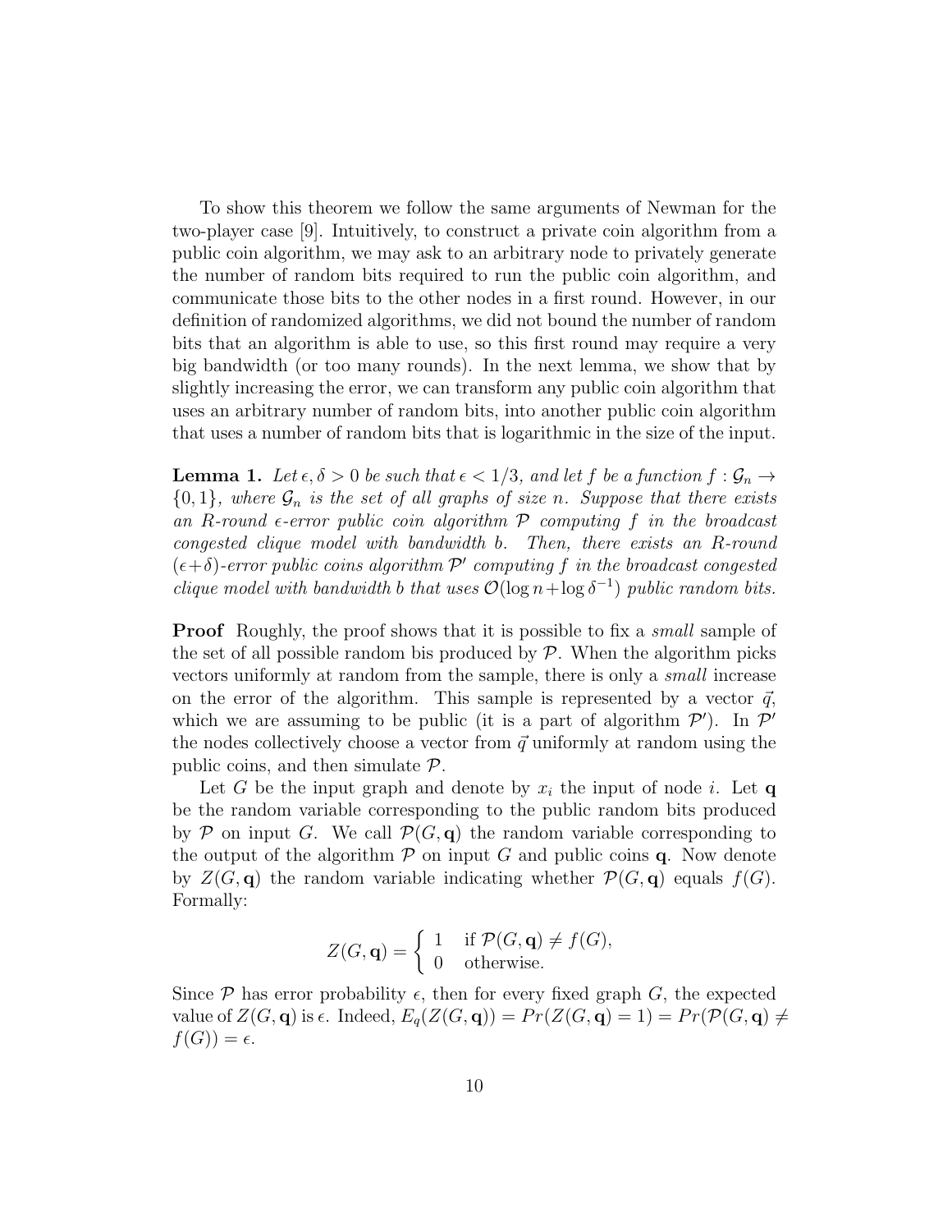To show this theorem we follow the same arguments of Newman for the two-player case [9]. Intuitively, to construct a private coin algorithm from a public coin algorithm, we may ask to an arbitrary node to privately generate the number of random bits required to run the public coin algorithm, and communicate those bits to the other nodes in a first round. However, in our definition of randomized algorithms, we did not bound the number of random bits that an algorithm is able to use, so this first round may require a very big bandwidth (or too many rounds). In the next lemma, we show that by slightly increasing the error, we can transform any public coin algorithm that uses an arbitrary number of random bits, into another public coin algorithm that uses a number of random bits that is logarithmic in the size of the input.

**Lemma 1.** *Let $\epsilon, \delta > 0$ be such that $\epsilon < 1/3$, and let $f$ be a function $f : \mathcal{G}_n \to \{0,1\}$, where $\mathcal{G}_n$ is the set of all graphs of size $n$. Suppose that there exists an $R$-round $\epsilon$-error public coin algorithm $\mathcal{P}$ computing $f$ in the broadcast congested clique model with bandwidth $b$. Then, there exists an $R$-round $(\epsilon+\delta)$-error public coins algorithm $\mathcal{P}'$ computing $f$ in the broadcast congested clique model with bandwidth $b$ that uses $\mathcal{O}(\log n + \log \delta^{-1})$ public random bits.*

**Proof** Roughly, the proof shows that it is possible to fix a *small* sample of the set of all possible random bis produced by $\mathcal{P}$. When the algorithm picks vectors uniformly at random from the sample, there is only a *small* increase on the error of the algorithm. This sample is represented by a vector $\vec{q}$, which we are assuming to be public (it is a part of algorithm $\mathcal{P}'$). In $\mathcal{P}'$ the nodes collectively choose a vector from $\vec{q}$ uniformly at random using the public coins, and then simulate $\mathcal{P}$.

Let $G$ be the input graph and denote by $x_i$ the input of node $i$. Let $\mathbf{q}$ be the random variable corresponding to the public random bits produced by $\mathcal{P}$ on input $G$. We call $\mathcal{P}(G, \mathbf{q})$ the random variable corresponding to the output of the algorithm $\mathcal{P}$ on input $G$ and public coins $\mathbf{q}$. Now denote by $Z(G, \mathbf{q})$ the random variable indicating whether $\mathcal{P}(G, \mathbf{q})$ equals $f(G)$. Formally:

$$Z(G, \mathbf{q}) = \begin{cases} 1 & \text{if } \mathcal{P}(G, \mathbf{q}) \neq f(G), \\ 0 & \text{otherwise.} \end{cases}$$

Since $\mathcal{P}$ has error probability $\epsilon$, then for every fixed graph $G$, the expected value of $Z(G, \mathbf{q})$ is $\epsilon$. Indeed, $E_q(Z(G, \mathbf{q})) = Pr(Z(G, \mathbf{q}) = 1) = Pr(\mathcal{P}(G, \mathbf{q}) \neq f(G)) = \epsilon$.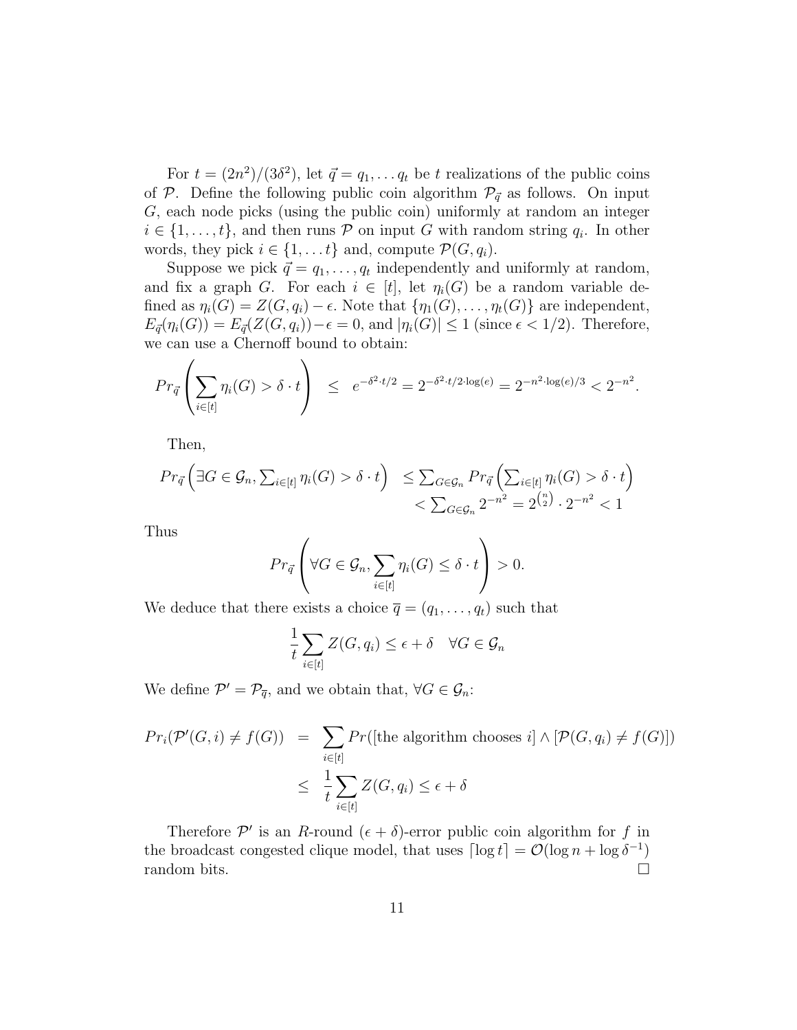For $t = (2n^2)/(3\delta^2)$, let $\vec{q} = q_1, \ldots q_t$ be $t$ realizations of the public coins of $\mathcal{P}$. Define the following public coin algorithm $\mathcal{P}_{\vec{q}}$ as follows. On input $G$, each node picks (using the public coin) uniformly at random an integer $i \in \{1, \ldots, t\}$, and then runs $\mathcal{P}$ on input $G$ with random string $q_i$. In other words, they pick $i \in \{1, \ldots t\}$ and, compute $\mathcal{P}(G, q_i)$.

Suppose we pick $\vec{q} = q_1, \ldots, q_t$ independently and uniformly at random, and fix a graph $G$. For each $i \in [t]$, let $\eta_i(G)$ be a random variable defined as $\eta_i(G) = Z(G, q_i) - \epsilon$. Note that $\{\eta_1(G), \ldots, \eta_t(G)\}$ are independent, $E_{\vec{q}}(\eta_i(G)) = E_{\vec{q}}(Z(G, q_i)) - \epsilon = 0$, and $|\eta_i(G)| \leq 1$ (since $\epsilon < 1/2$). Therefore, we can use a Chernoff bound to obtain:

$$Pr_{\vec{q}}\left(\sum_{i \in [t]} \eta_i(G) > \delta \cdot t\right) \leq e^{-\delta^2 \cdot t/2} = 2^{-\delta^2 \cdot t/2 \cdot \log(e)} = 2^{-n^2 \cdot \log(e)/3} < 2^{-n^2}.$$

Then,

$$\begin{aligned} Pr_{\vec{q}}\left(\exists G \in \mathcal{G}_n, \sum_{i \in [t]} \eta_i(G) > \delta \cdot t\right) &\leq \sum_{G \in \mathcal{G}_n} Pr_{\vec{q}}\left(\sum_{i \in [t]} \eta_i(G) > \delta \cdot t\right) \\ &< \sum_{G \in \mathcal{G}_n} 2^{-n^2} = 2^{\binom{n}{2}} \cdot 2^{-n^2} < 1 \end{aligned}$$

Thus

$$Pr_{\vec{q}}\left(\forall G \in \mathcal{G}_n, \sum_{i \in [t]} \eta_i(G) \leq \delta \cdot t\right) > 0.$$

We deduce that there exists a choice $\overline{q} = (q_1, \ldots, q_t)$ such that

$$\frac{1}{t} \sum_{i \in [t]} Z(G, q_i) \leq \epsilon + \delta \quad \forall G \in \mathcal{G}_n$$

We define $\mathcal{P}' = \mathcal{P}_{\overline{q}}$, and we obtain that, $\forall G \in \mathcal{G}_n$:

$$\begin{aligned} Pr_i(\mathcal{P}'(G, i) \neq f(G)) &= \sum_{i \in [t]} Pr([\text{the algorithm chooses } i] \wedge [\mathcal{P}(G, q_i) \neq f(G)]) \\ &\leq \frac{1}{t} \sum_{i \in [t]} Z(G, q_i) \leq \epsilon + \delta \end{aligned}$$

Therefore $\mathcal{P}'$ is an $R$-round $(\epsilon + \delta)$-error public coin algorithm for $f$ in the broadcast congested clique model, that uses $\lceil \log t \rceil = \mathcal{O}(\log n + \log \delta^{-1})$ random bits. $\square$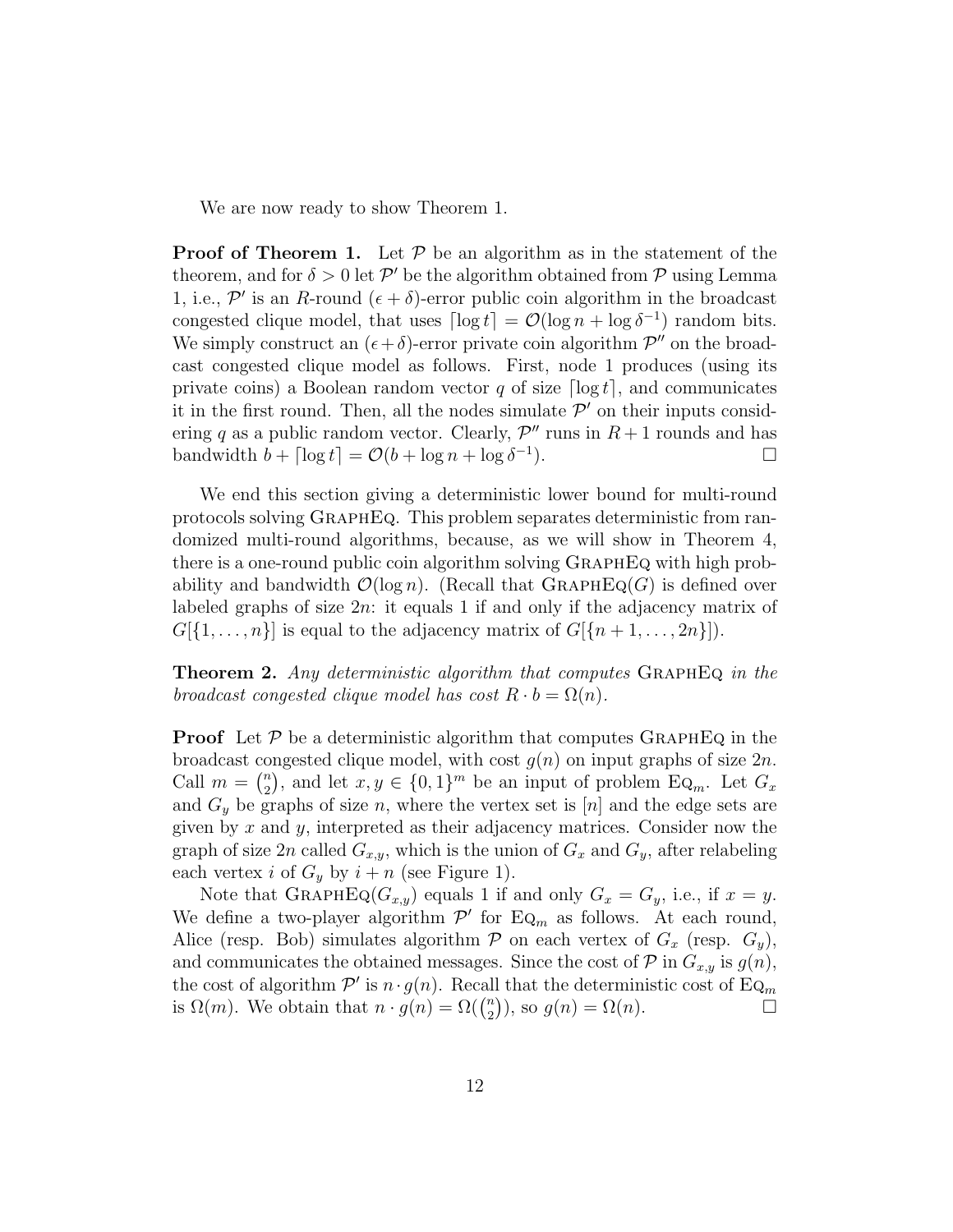We are now ready to show Theorem 1.

**Proof of Theorem 1.** Let $\mathcal{P}$ be an algorithm as in the statement of the theorem, and for $\delta > 0$ let $\mathcal{P}'$ be the algorithm obtained from $\mathcal{P}$ using Lemma 1, i.e., $\mathcal{P}'$ is an $R$-round $(\epsilon + \delta)$-error public coin algorithm in the broadcast congested clique model, that uses $\lceil \log t \rceil = \mathcal{O}(\log n + \log \delta^{-1})$ random bits. We simply construct an $(\epsilon + \delta)$-error private coin algorithm $\mathcal{P}''$ on the broadcast congested clique model as follows. First, node 1 produces (using its private coins) a Boolean random vector $q$ of size $\lceil \log t \rceil$, and communicates it in the first round. Then, all the nodes simulate $\mathcal{P}'$ on their inputs considering $q$ as a public random vector. Clearly, $\mathcal{P}''$ runs in $R+1$ rounds and has bandwidth $b + \lceil \log t \rceil = \mathcal{O}(b + \log n + \log \delta^{-1})$. $\square$

We end this section giving a deterministic lower bound for multi-round protocols solving GraphEq. This problem separates deterministic from randomized multi-round algorithms, because, as we will show in Theorem 4, there is a one-round public coin algorithm solving GraphEq with high probability and bandwidth $\mathcal{O}(\log n)$. (Recall that GraphEq$(G)$ is defined over labeled graphs of size $2n$: it equals 1 if and only if the adjacency matrix of $G[\{1, \dots, n\}]$ is equal to the adjacency matrix of $G[\{n+1, \dots, 2n\}]$).

**Theorem 2.** *Any deterministic algorithm that computes* GraphEq *in the broadcast congested clique model has cost* $R \cdot b = \Omega(n)$.

**Proof** Let $\mathcal{P}$ be a deterministic algorithm that computes GraphEq in the broadcast congested clique model, with cost $g(n)$ on input graphs of size $2n$. Call $m = \binom{n}{2}$, and let $x, y \in \{0,1\}^m$ be an input of problem $\text{Eq}_m$. Let $G_x$ and $G_y$ be graphs of size $n$, where the vertex set is $[n]$ and the edge sets are given by $x$ and $y$, interpreted as their adjacency matrices. Consider now the graph of size $2n$ called $G_{x,y}$, which is the union of $G_x$ and $G_y$, after relabeling each vertex $i$ of $G_y$ by $i+n$ (see Figure 1).

Note that GraphEq$(G_{x,y})$ equals 1 if and only $G_x = G_y$, i.e., if $x = y$. We define a two-player algorithm $\mathcal{P}'$ for $\text{Eq}_m$ as follows. At each round, Alice (resp. Bob) simulates algorithm $\mathcal{P}$ on each vertex of $G_x$ (resp. $G_y$), and communicates the obtained messages. Since the cost of $\mathcal{P}$ in $G_{x,y}$ is $g(n)$, the cost of algorithm $\mathcal{P}'$ is $n \cdot g(n)$. Recall that the deterministic cost of $\text{Eq}_m$ is $\Omega(m)$. We obtain that $n \cdot g(n) = \Omega(\binom{n}{2})$, so $g(n) = \Omega(n)$. $\square$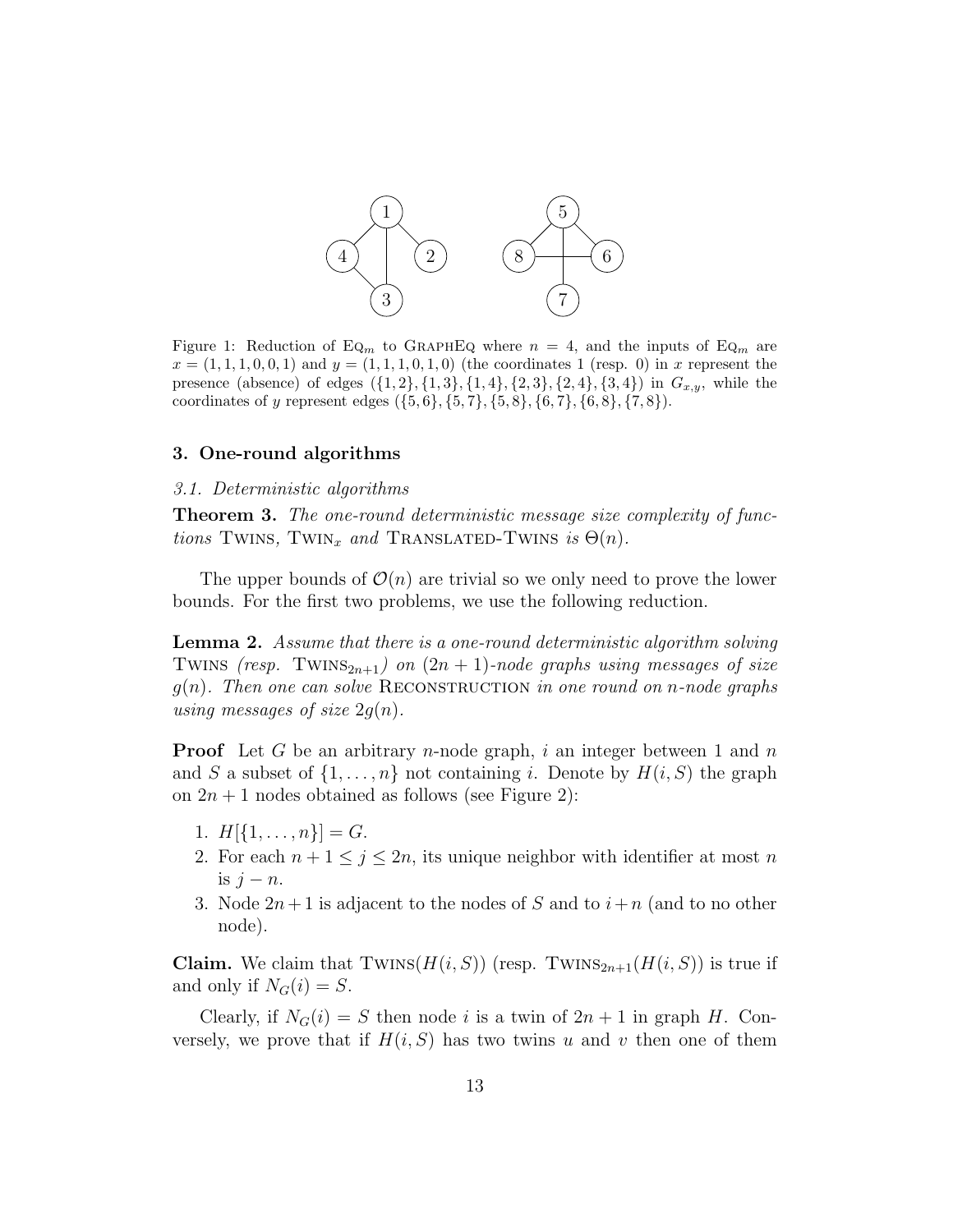Figure 1: Reduction of $\text{EQ}_m$ to GRAPHEQ where $n = 4$, and the inputs of $\text{EQ}_m$ are $x = (1, 1, 1, 0, 0, 1)$ and $y = (1, 1, 1, 0, 1, 0)$ (the coordinates 1 (resp. 0) in $x$ represent the presence (absence) of edges $(\{1, 2\}, \{1, 3\}, \{1, 4\}, \{2, 3\}, \{2, 4\}, \{3, 4\})$ in $G_{x,y}$, while the coordinates of $y$ represent edges $(\{5, 6\}, \{5, 7\}, \{5, 8\}, \{6, 7\}, \{6, 8\}, \{7, 8\})$.

## 3. One-round algorithms

### 3.1. Deterministic algorithms

**Theorem 3.** *The one-round deterministic message size complexity of functions* TWINS*,* $\text{TWIN}_x$ *and* TRANSLATED-TWINS *is* $\Theta(n)$*.*

The upper bounds of $\mathcal{O}(n)$ are trivial so we only need to prove the lower bounds. For the first two problems, we use the following reduction.

**Lemma 2.** *Assume that there is a one-round deterministic algorithm solving* TWINS *(resp.* $\text{TWINS}_{2n+1}$*) on* $(2n + 1)$*-node graphs using messages of size* $g(n)$*. Then one can solve* RECONSTRUCTION *in one round on* $n$*-node graphs using messages of size* $2g(n)$*.*

**Proof** Let $G$ be an arbitrary $n$-node graph, $i$ an integer between 1 and $n$ and $S$ a subset of $\{1, \ldots, n\}$ not containing $i$. Denote by $H(i, S)$ the graph on $2n + 1$ nodes obtained as follows (see Figure 2):

1. $H[\{1, \ldots, n\}] = G$.
2. For each $n + 1 \leq j \leq 2n$, its unique neighbor with identifier at most $n$ is $j - n$.
3. Node $2n + 1$ is adjacent to the nodes of $S$ and to $i + n$ (and to no other node).

**Claim.** We claim that $\text{TWINS}(H(i, S))$ (resp. $\text{TWINS}_{2n+1}(H(i, S))$ is true if and only if $N_G(i) = S$.

Clearly, if $N_G(i) = S$ then node $i$ is a twin of $2n + 1$ in graph $H$. Conversely, we prove that if $H(i, S)$ has two twins $u$ and $v$ then one of them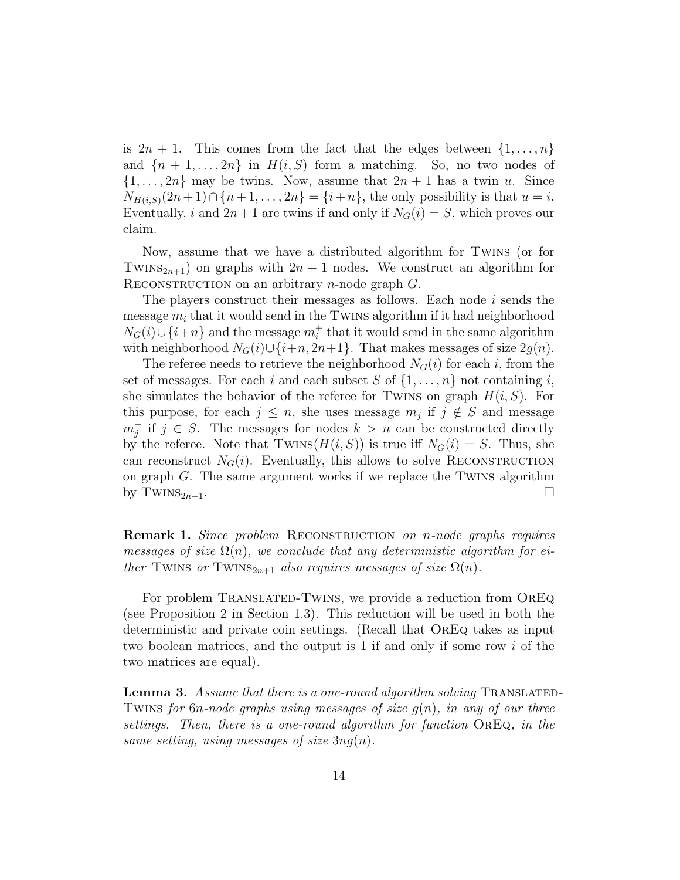is $2n+1$. This comes from the fact that the edges between $\{1,\ldots,n\}$ and $\{n+1,\ldots,2n\}$ in $H(i,S)$ form a matching. So, no two nodes of $\{1,\ldots,2n\}$ may be twins. Now, assume that $2n+1$ has a twin $u$. Since $N_{H(i,S)}(2n+1)\cap\{n+1,\ldots,2n\}=\{i+n\}$, the only possibility is that $u=i$. Eventually, $i$ and $2n+1$ are twins if and only if $N_G(i)=S$, which proves our claim.

Now, assume that we have a distributed algorithm for Twins (or for $\text{Twins}_{2n+1}$) on graphs with $2n+1$ nodes. We construct an algorithm for Reconstruction on an arbitrary $n$-node graph $G$.

The players construct their messages as follows. Each node $i$ sends the message $m_i$ that it would send in the Twins algorithm if it had neighborhood $N_G(i)\cup\{i+n\}$ and the message $m_i^+$ that it would send in the same algorithm with neighborhood $N_G(i)\cup\{i+n, 2n+1\}$. That makes messages of size $2g(n)$.

The referee needs to retrieve the neighborhood $N_G(i)$ for each $i$, from the set of messages. For each $i$ and each subset $S$ of $\{1,\ldots,n\}$ not containing $i$, she simulates the behavior of the referee for Twins on graph $H(i,S)$. For this purpose, for each $j\leq n$, she uses message $m_j$ if $j\notin S$ and message $m_j^+$ if $j\in S$. The messages for nodes $k>n$ can be constructed directly by the referee. Note that $\text{Twins}(H(i,S))$ is true iff $N_G(i)=S$. Thus, she can reconstruct $N_G(i)$. Eventually, this allows to solve Reconstruction on graph $G$. The same argument works if we replace the Twins algorithm by $\text{Twins}_{2n+1}$. □

**Remark 1.** *Since problem* Reconstruction *on $n$-node graphs requires messages of size $\Omega(n)$, we conclude that any deterministic algorithm for either* Twins *or* $\text{Twins}_{2n+1}$ *also requires messages of size $\Omega(n)$.*

For problem Translated-Twins, we provide a reduction from OrEq (see Proposition 2 in Section 1.3). This reduction will be used in both the deterministic and private coin settings. (Recall that OrEq takes as input two boolean matrices, and the output is 1 if and only if some row $i$ of the two matrices are equal).

**Lemma 3.** *Assume that there is a one-round algorithm solving* Translated-Twins *for $6n$-node graphs using messages of size $g(n)$, in any of our three settings. Then, there is a one-round algorithm for function* OrEq*, in the same setting, using messages of size $3ng(n)$.*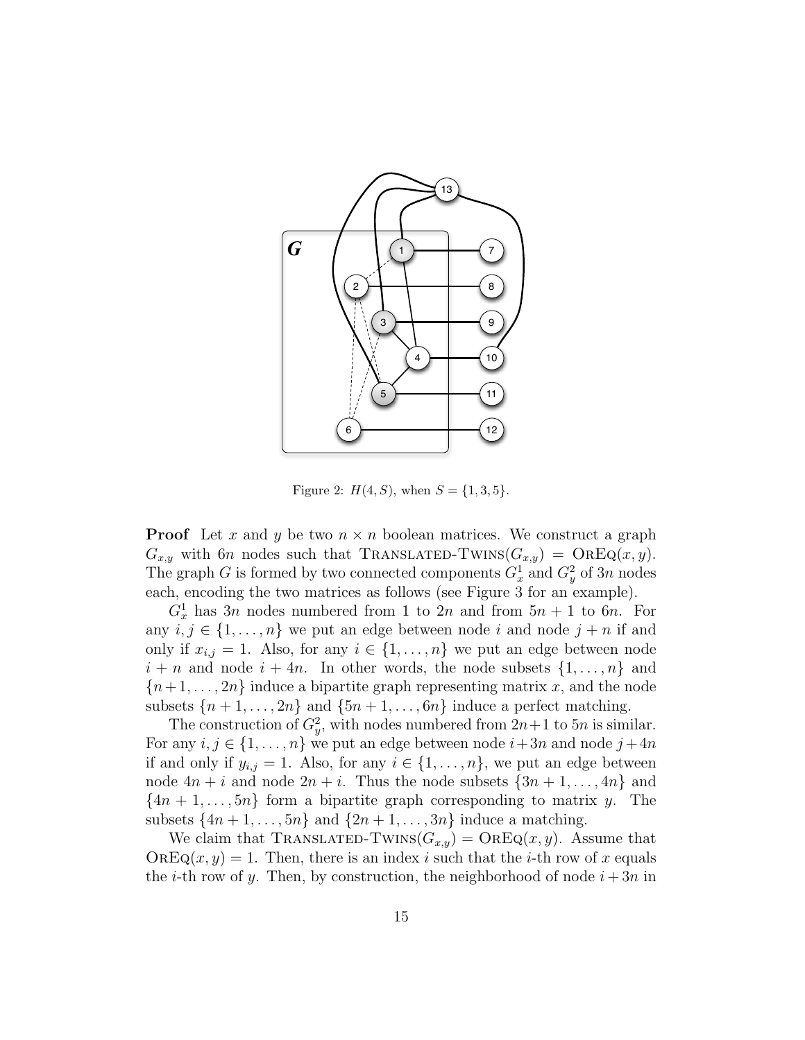Figure 2: $H(4, S)$, when $S = \{1, 3, 5\}$.

**Proof** Let $x$ and $y$ be two $n \times n$ boolean matrices. We construct a graph $G_{x,y}$ with $6n$ nodes such that TRANSLATED-TWINS$(G_{x,y})$ = OREQ$(x, y)$. The graph $G$ is formed by two connected components $G^1_x$ and $G^2_y$ of $3n$ nodes each, encoding the two matrices as follows (see Figure 3 for an example).

$G^1_x$ has $3n$ nodes numbered from 1 to $2n$ and from $5n + 1$ to $6n$. For any $i, j \in \{1, \ldots, n\}$ we put an edge between node $i$ and node $j + n$ if and only if $x_{i,j} = 1$. Also, for any $i \in \{1, \ldots, n\}$ we put an edge between node $i + n$ and node $i + 4n$. In other words, the node subsets $\{1, \ldots, n\}$ and $\{n+1, \ldots, 2n\}$ induce a bipartite graph representing matrix $x$, and the node subsets $\{n + 1, \ldots, 2n\}$ and $\{5n + 1, \ldots, 6n\}$ induce a perfect matching.

The construction of $G^2_y$, with nodes numbered from $2n+1$ to $5n$ is similar. For any $i, j \in \{1, \ldots, n\}$ we put an edge between node $i+3n$ and node $j+4n$ if and only if $y_{i,j} = 1$. Also, for any $i \in \{1, \ldots, n\}$, we put an edge between node $4n + i$ and node $2n + i$. Thus the node subsets $\{3n + 1, \ldots, 4n\}$ and $\{4n + 1, \ldots, 5n\}$ form a bipartite graph corresponding to matrix $y$. The subsets $\{4n + 1, \ldots, 5n\}$ and $\{2n + 1, \ldots, 3n\}$ induce a matching.

We claim that TRANSLATED-TWINS$(G_{x,y})$ = OREQ$(x, y)$. Assume that OREQ$(x, y) = 1$. Then, there is an index $i$ such that the $i$-th row of $x$ equals the $i$-th row of $y$. Then, by construction, the neighborhood of node $i + 3n$ in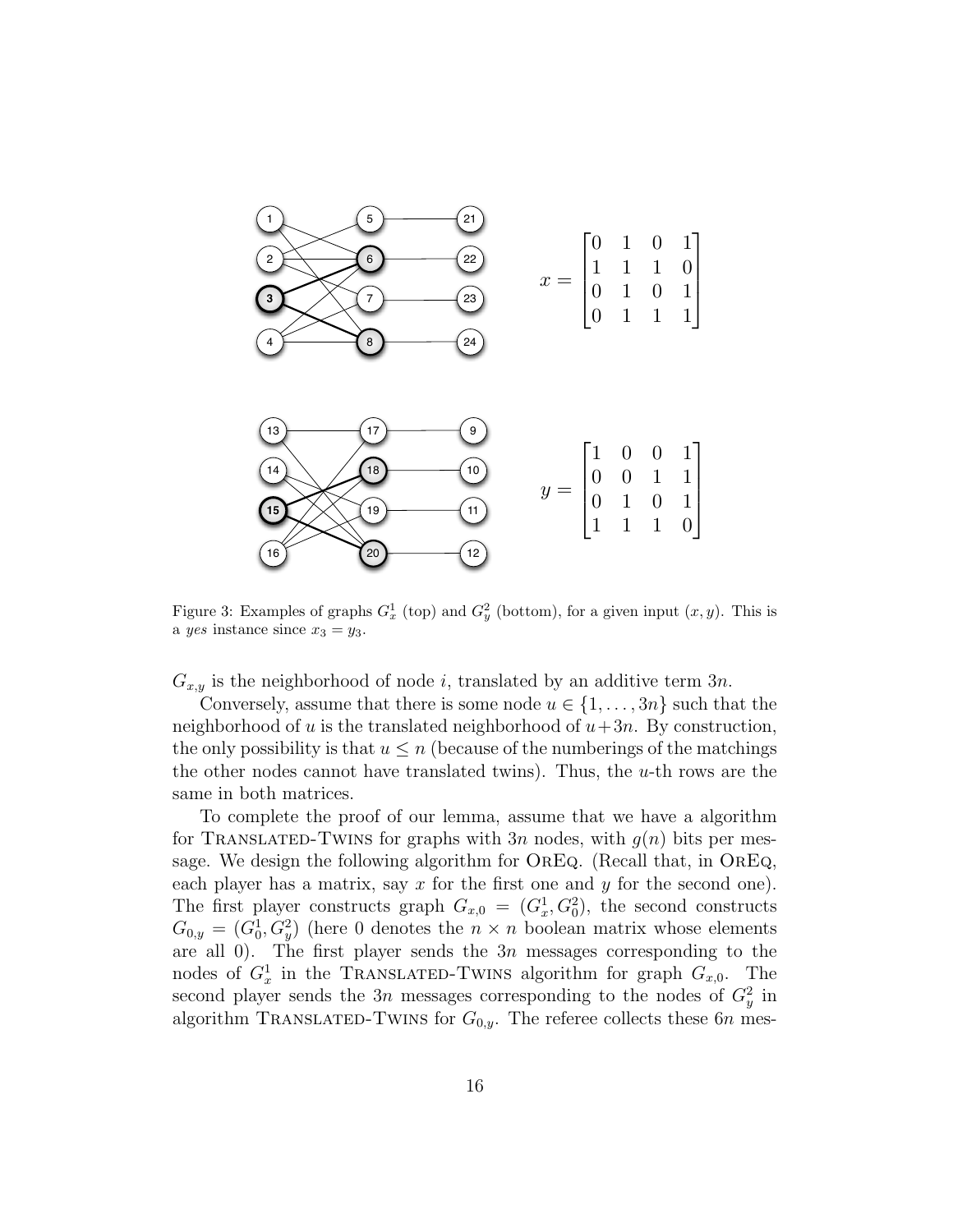$$x = \begin{bmatrix} 0 & 1 & 0 & 1 \\ 1 & 1 & 1 & 0 \\ 0 & 1 & 0 & 1 \\ 0 & 1 & 1 & 1 \end{bmatrix}$$

$$y = \begin{bmatrix} 1 & 0 & 0 & 1 \\ 0 & 0 & 1 & 1 \\ 0 & 1 & 0 & 1 \\ 1 & 1 & 1 & 0 \end{bmatrix}$$

Figure 3: Examples of graphs $G_x^1$ (top) and $G_y^2$ (bottom), for a given input $(x, y)$. This is a *yes* instance since $x_3 = y_3$.

$G_{x,y}$ is the neighborhood of node $i$, translated by an additive term $3n$.

Conversely, assume that there is some node $u \in \{1, \ldots, 3n\}$ such that the neighborhood of $u$ is the translated neighborhood of $u+3n$. By construction, the only possibility is that $u \leq n$ (because of the numberings of the matchings the other nodes cannot have translated twins). Thus, the $u$-th rows are the same in both matrices.

To complete the proof of our lemma, assume that we have a algorithm for Translated-Twins for graphs with $3n$ nodes, with $g(n)$ bits per message. We design the following algorithm for OrEq. (Recall that, in OrEq, each player has a matrix, say $x$ for the first one and $y$ for the second one). The first player constructs graph $G_{x,0} = (G_x^1, G_0^2)$, the second constructs $G_{0,y} = (G_0^1, G_y^2)$ (here 0 denotes the $n \times n$ boolean matrix whose elements are all 0). The first player sends the $3n$ messages corresponding to the nodes of $G_x^1$ in the Translated-Twins algorithm for graph $G_{x,0}$. The second player sends the $3n$ messages corresponding to the nodes of $G_y^2$ in algorithm Translated-Twins for $G_{0,y}$. The referee collects these $6n$ mes-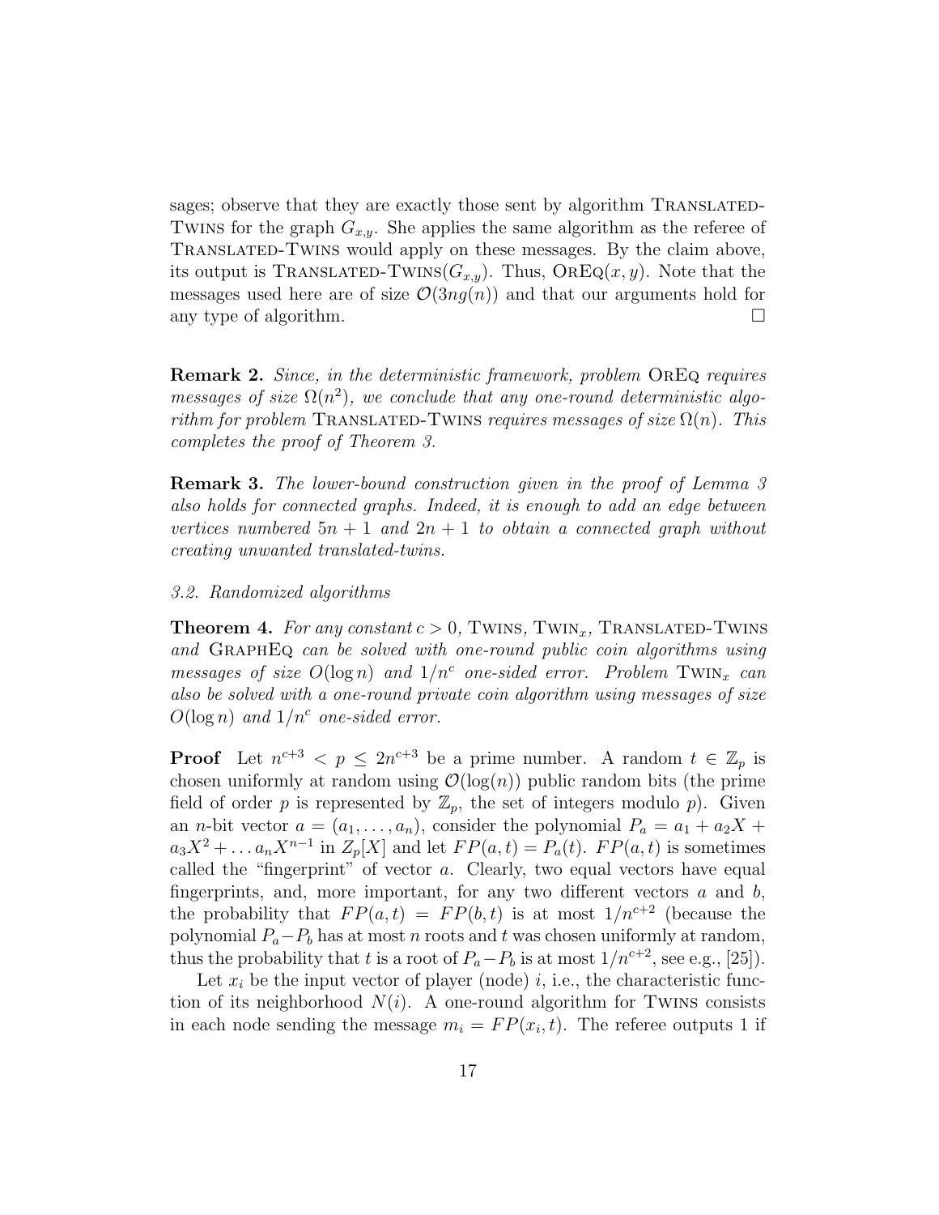sages; observe that they are exactly those sent by algorithm Translated-Twins for the graph $G_{x,y}$. She applies the same algorithm as the referee of Translated-Twins would apply on these messages. By the claim above, its output is Translated-Twins($G_{x,y}$). Thus, OrEq($x, y$). Note that the messages used here are of size $\mathcal{O}(3ng(n))$ and that our arguments hold for any type of algorithm. □

**Remark 2.** *Since, in the deterministic framework, problem* OrEq *requires messages of size* $\Omega(n^2)$*, we conclude that any one-round deterministic algorithm for problem* Translated-Twins *requires messages of size* $\Omega(n)$*. This completes the proof of Theorem 3.*

**Remark 3.** *The lower-bound construction given in the proof of Lemma 3 also holds for connected graphs. Indeed, it is enough to add an edge between vertices numbered* $5n + 1$ *and* $2n + 1$ *to obtain a connected graph without creating unwanted translated-twins.*

*3.2. Randomized algorithms*

**Theorem 4.** *For any constant* $c > 0$*,* Twins*,* Twin$_x$*,* Translated-Twins *and* GraphEq *can be solved with one-round public coin algorithms using messages of size* $O(\log n)$ *and* $1/n^c$ *one-sided error. Problem* Twin$_x$ *can also be solved with a one-round private coin algorithm using messages of size* $O(\log n)$ *and* $1/n^c$ *one-sided error.*

**Proof** Let $n^{c+3} < p \leq 2n^{c+3}$ be a prime number. A random $t \in \mathbb{Z}_p$ is chosen uniformly at random using $\mathcal{O}(\log(n))$ public random bits (the prime field of order $p$ is represented by $\mathbb{Z}_p$, the set of integers modulo $p$). Given an $n$-bit vector $a = (a_1, \ldots, a_n)$, consider the polynomial $P_a = a_1 + a_2 X + a_3 X^2 + \ldots a_n X^{n-1}$ in $Z_p[X]$ and let $FP(a, t) = P_a(t)$. $FP(a, t)$ is sometimes called the "fingerprint" of vector $a$. Clearly, two equal vectors have equal fingerprints, and, more important, for any two different vectors $a$ and $b$, the probability that $FP(a, t) = FP(b, t)$ is at most $1/n^{c+2}$ (because the polynomial $P_a - P_b$ has at most $n$ roots and $t$ was chosen uniformly at random, thus the probability that $t$ is a root of $P_a - P_b$ is at most $1/n^{c+2}$, see e.g., [25]).

Let $x_i$ be the input vector of player (node) $i$, i.e., the characteristic function of its neighborhood $N(i)$. A one-round algorithm for Twins consists in each node sending the message $m_i = FP(x_i, t)$. The referee outputs 1 if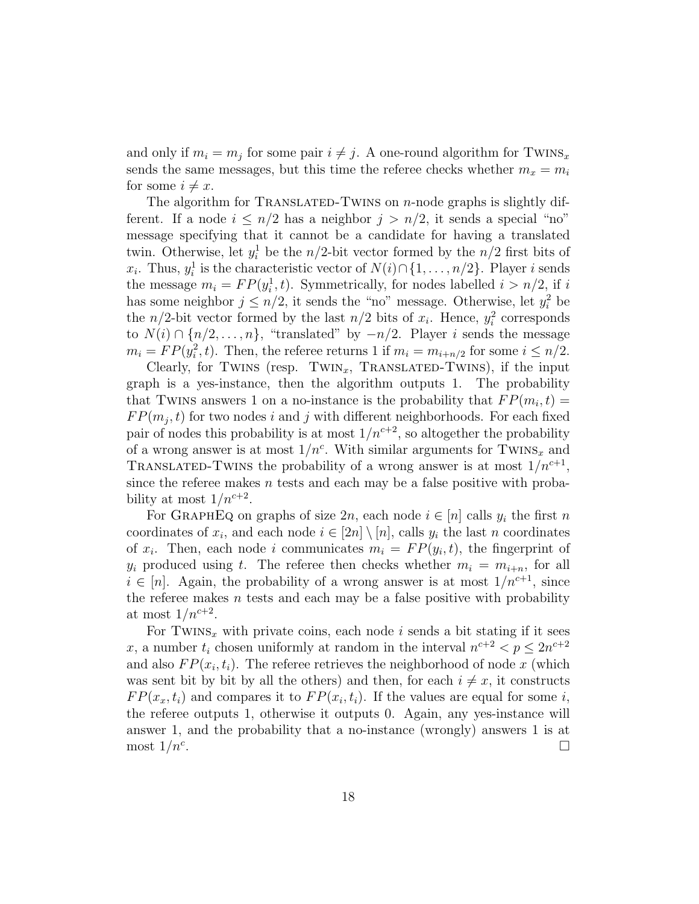and only if $m_i = m_j$ for some pair $i \neq j$. A one-round algorithm for $\text{Twins}_x$ sends the same messages, but this time the referee checks whether $m_x = m_i$ for some $i \neq x$.

The algorithm for Translated-Twins on $n$-node graphs is slightly different. If a node $i \leq n/2$ has a neighbor $j > n/2$, it sends a special "no" message specifying that it cannot be a candidate for having a translated twin. Otherwise, let $y_i^1$ be the $n/2$-bit vector formed by the $n/2$ first bits of $x_i$. Thus, $y_i^1$ is the characteristic vector of $N(i) \cap \{1, \ldots, n/2\}$. Player $i$ sends the message $m_i = FP(y_i^1, t)$. Symmetrically, for nodes labelled $i > n/2$, if $i$ has some neighbor $j \leq n/2$, it sends the "no" message. Otherwise, let $y_i^2$ be the $n/2$-bit vector formed by the last $n/2$ bits of $x_i$. Hence, $y_i^2$ corresponds to $N(i) \cap \{n/2, \ldots, n\}$, "translated" by $-n/2$. Player $i$ sends the message $m_i = FP(y_i^2, t)$. Then, the referee returns 1 if $m_i = m_{i+n/2}$ for some $i \leq n/2$.

Clearly, for Twins (resp. $\text{Twin}_x$, Translated-Twins), if the input graph is a yes-instance, then the algorithm outputs 1. The probability that Twins answers 1 on a no-instance is the probability that $FP(m_i, t) = FP(m_j, t)$ for two nodes $i$ and $j$ with different neighborhoods. For each fixed pair of nodes this probability is at most $1/n^{c+2}$, so altogether the probability of a wrong answer is at most $1/n^c$. With similar arguments for $\text{Twins}_x$ and Translated-Twins the probability of a wrong answer is at most $1/n^{c+1}$, since the referee makes $n$ tests and each may be a false positive with probability at most $1/n^{c+2}$.

For GraphEq on graphs of size $2n$, each node $i \in [n]$ calls $y_i$ the first $n$ coordinates of $x_i$, and each node $i \in [2n] \setminus [n]$, calls $y_i$ the last $n$ coordinates of $x_i$. Then, each node $i$ communicates $m_i = FP(y_i, t)$, the fingerprint of $y_i$ produced using $t$. The referee then checks whether $m_i = m_{i+n}$, for all $i \in [n]$. Again, the probability of a wrong answer is at most $1/n^{c+1}$, since the referee makes $n$ tests and each may be a false positive with probability at most $1/n^{c+2}$.

For $\text{Twins}_x$ with private coins, each node $i$ sends a bit stating if it sees $x$, a number $t_i$ chosen uniformly at random in the interval $n^{c+2} < p \leq 2n^{c+2}$ and also $FP(x_i, t_i)$. The referee retrieves the neighborhood of node $x$ (which was sent bit by bit by all the others) and then, for each $i \neq x$, it constructs $FP(x_x, t_i)$ and compares it to $FP(x_i, t_i)$. If the values are equal for some $i$, the referee outputs 1, otherwise it outputs 0. Again, any yes-instance will answer 1, and the probability that a no-instance (wrongly) answers 1 is at most $1/n^c$. $\square$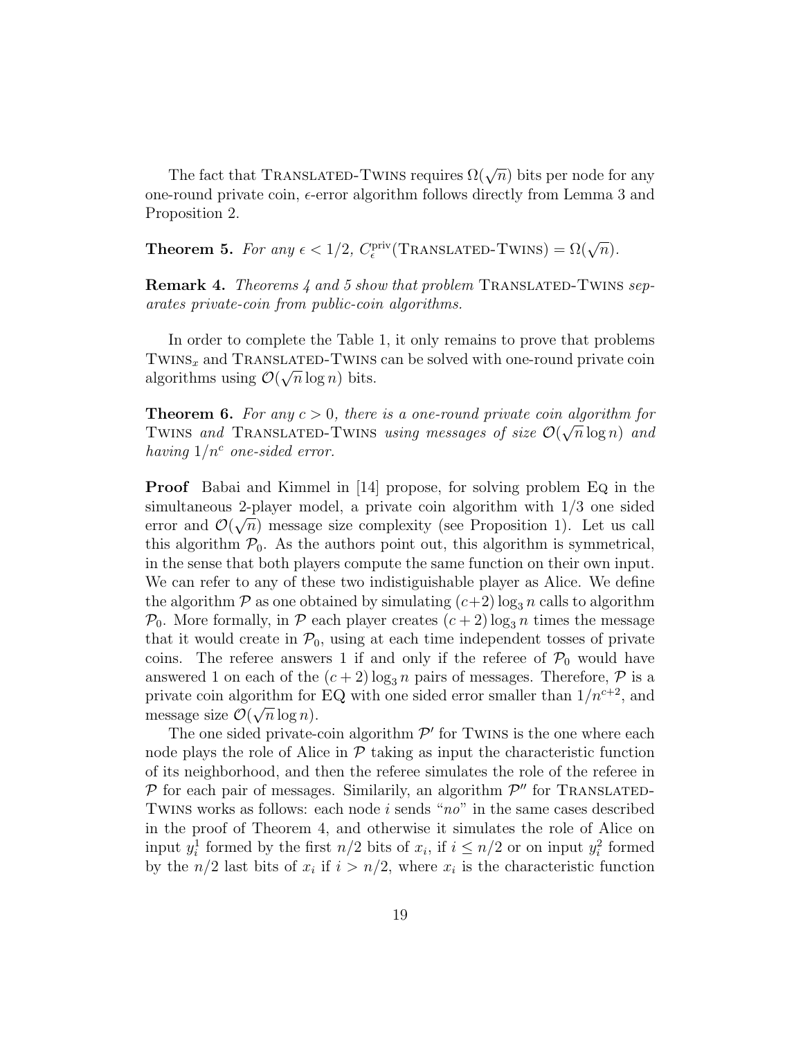The fact that Translated-Twins requires $\Omega(\sqrt{n})$ bits per node for any one-round private coin, $\epsilon$-error algorithm follows directly from Lemma 3 and Proposition 2.

**Theorem 5.** *For any $\epsilon < 1/2$, $C_\epsilon^{\text{priv}}(\text{Translated-Twins}) = \Omega(\sqrt{n})$.*

**Remark 4.** *Theorems 4 and 5 show that problem* Translated-Twins *separates private-coin from public-coin algorithms.*

In order to complete the Table 1, it only remains to prove that problems $\text{Twins}_x$ and Translated-Twins can be solved with one-round private coin algorithms using $\mathcal{O}(\sqrt{n}\log n)$ bits.

**Theorem 6.** *For any $c > 0$, there is a one-round private coin algorithm for* Twins *and* Translated-Twins *using messages of size $\mathcal{O}(\sqrt{n}\log n)$ and having $1/n^c$ one-sided error.*

**Proof** Babai and Kimmel in [14] propose, for solving problem Eq in the simultaneous 2-player model, a private coin algorithm with 1/3 one sided error and $\mathcal{O}(\sqrt{n})$ message size complexity (see Proposition 1). Let us call this algorithm $\mathcal{P}_0$. As the authors point out, this algorithm is symmetrical, in the sense that both players compute the same function on their own input. We can refer to any of these two indistiguishable player as Alice. We define the algorithm $\mathcal{P}$ as one obtained by simulating $(c+2)\log_3 n$ calls to algorithm $\mathcal{P}_0$. More formally, in $\mathcal{P}$ each player creates $(c+2)\log_3 n$ times the message that it would create in $\mathcal{P}_0$, using at each time independent tosses of private coins. The referee answers 1 if and only if the referee of $\mathcal{P}_0$ would have answered 1 on each of the $(c+2)\log_3 n$ pairs of messages. Therefore, $\mathcal{P}$ is a private coin algorithm for EQ with one sided error smaller than $1/n^{c+2}$, and message size $\mathcal{O}(\sqrt{n}\log n)$.

The one sided private-coin algorithm $\mathcal{P}'$ for Twins is the one where each node plays the role of Alice in $\mathcal{P}$ taking as input the characteristic function of its neighborhood, and then the referee simulates the role of the referee in $\mathcal{P}$ for each pair of messages. Similarily, an algorithm $\mathcal{P}''$ for Translated-Twins works as follows: each node $i$ sends "*no*" in the same cases described in the proof of Theorem 4, and otherwise it simulates the role of Alice on input $y_i^1$ formed by the first $n/2$ bits of $x_i$, if $i \leq n/2$ or on input $y_i^2$ formed by the $n/2$ last bits of $x_i$ if $i > n/2$, where $x_i$ is the characteristic function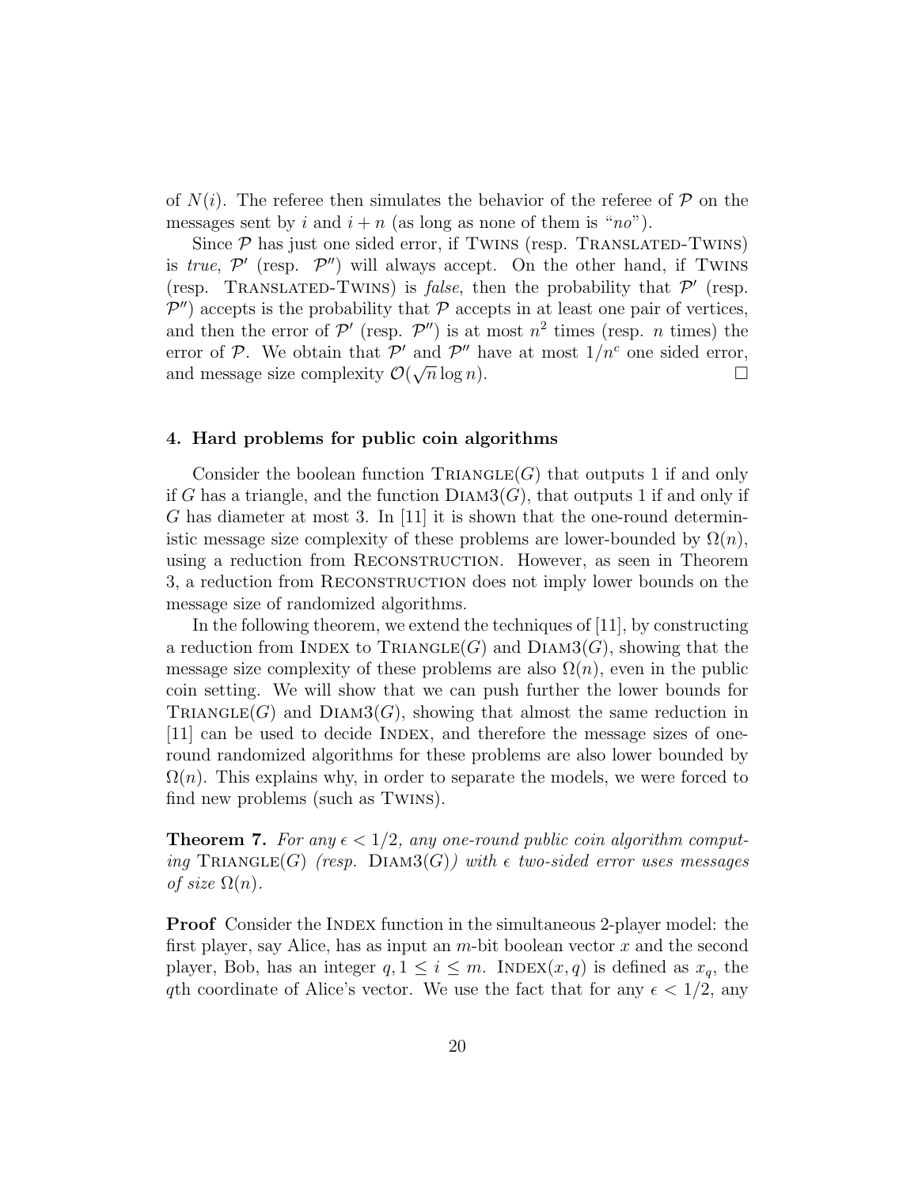of $N(i)$. The referee then simulates the behavior of the referee of $\mathcal{P}$ on the messages sent by $i$ and $i+n$ (as long as none of them is "*no*").

Since $\mathcal{P}$ has just one sided error, if Twins (resp. Translated-Twins) is *true*, $\mathcal{P}'$ (resp. $\mathcal{P}''$) will always accept. On the other hand, if Twins (resp. Translated-Twins) is *false*, then the probability that $\mathcal{P}'$ (resp. $\mathcal{P}''$) accepts is the probability that $\mathcal{P}$ accepts in at least one pair of vertices, and then the error of $\mathcal{P}'$ (resp. $\mathcal{P}''$) is at most $n^2$ times (resp. $n$ times) the error of $\mathcal{P}$. We obtain that $\mathcal{P}'$ and $\mathcal{P}''$ have at most $1/n^c$ one sided error, and message size complexity $\mathcal{O}(\sqrt{n}\log n)$. □

## 4. Hard problems for public coin algorithms

Consider the boolean function Triangle$(G)$ that outputs 1 if and only if $G$ has a triangle, and the function Diam3$(G)$, that outputs 1 if and only if $G$ has diameter at most 3. In [11] it is shown that the one-round deterministic message size complexity of these problems are lower-bounded by $\Omega(n)$, using a reduction from Reconstruction. However, as seen in Theorem 3, a reduction from Reconstruction does not imply lower bounds on the message size of randomized algorithms.

In the following theorem, we extend the techniques of [11], by constructing a reduction from Index to Triangle$(G)$ and Diam3$(G)$, showing that the message size complexity of these problems are also $\Omega(n)$, even in the public coin setting. We will show that we can push further the lower bounds for Triangle$(G)$ and Diam3$(G)$, showing that almost the same reduction in [11] can be used to decide Index, and therefore the message sizes of one-round randomized algorithms for these problems are also lower bounded by $\Omega(n)$. This explains why, in order to separate the models, we were forced to find new problems (such as Twins).

**Theorem 7.** *For any $\epsilon < 1/2$, any one-round public coin algorithm computing* Triangle$(G)$ *(resp.* Diam3$(G)$*) with $\epsilon$ two-sided error uses messages of size $\Omega(n)$.*

**Proof** Consider the Index function in the simultaneous 2-player model: the first player, say Alice, has as input an $m$-bit boolean vector $x$ and the second player, Bob, has an integer $q, 1 \leq i \leq m$. Index$(x, q)$ is defined as $x_q$, the $q$th coordinate of Alice's vector. We use the fact that for any $\epsilon < 1/2$, any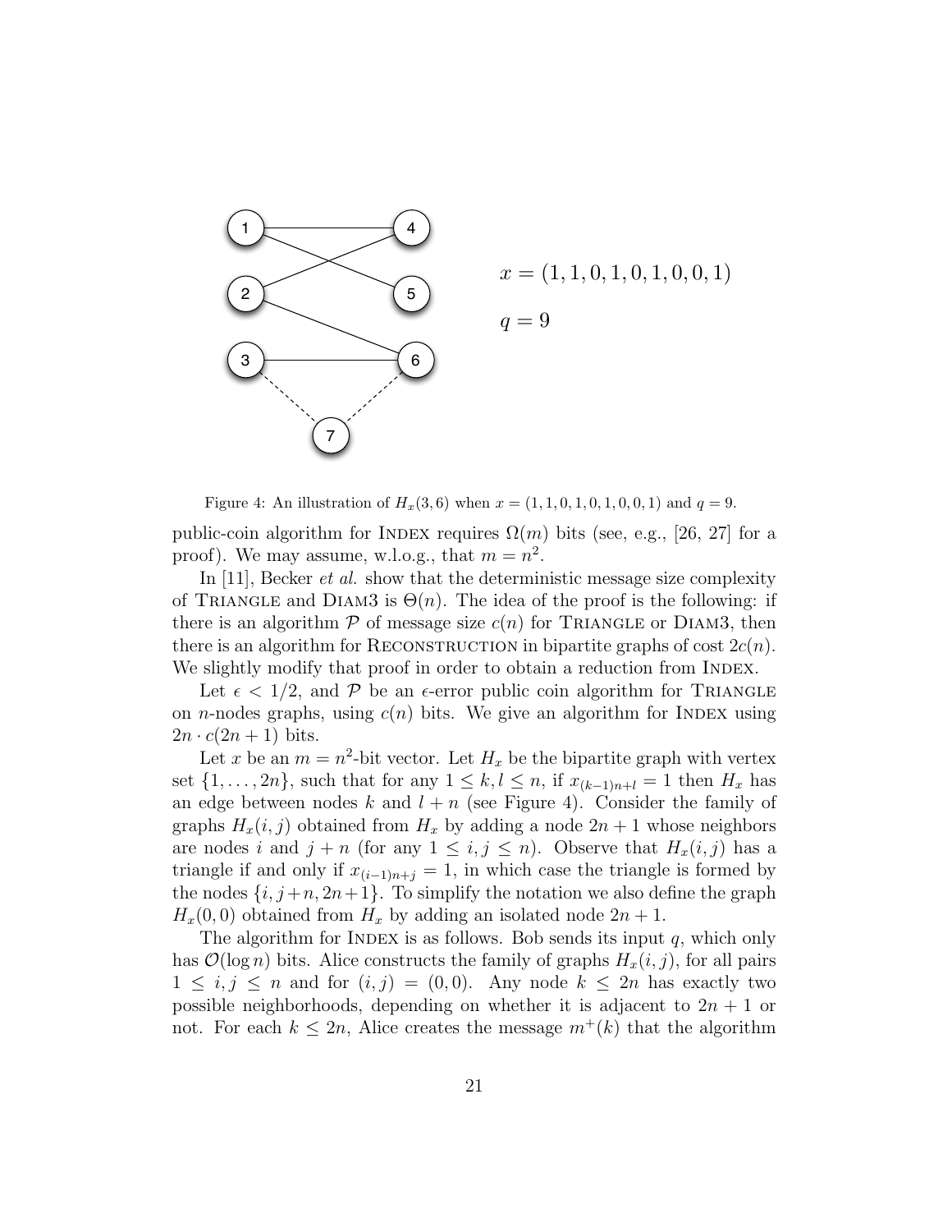Figure 4: An illustration of $H_x(3,6)$ when $x = (1,1,0,1,0,1,0,0,1)$ and $q = 9$.

public-coin algorithm for INDEX requires $\Omega(m)$ bits (see, e.g., [26, 27] for a proof). We may assume, w.l.o.g., that $m = n^2$.

In [11], Becker *et al.* show that the deterministic message size complexity of TRIANGLE and DIAM3 is $\Theta(n)$. The idea of the proof is the following: if there is an algorithm $\mathcal{P}$ of message size $c(n)$ for TRIANGLE or DIAM3, then there is an algorithm for RECONSTRUCTION in bipartite graphs of cost $2c(n)$. We slightly modify that proof in order to obtain a reduction from INDEX.

Let $\epsilon < 1/2$, and $\mathcal{P}$ be an $\epsilon$-error public coin algorithm for TRIANGLE on $n$-nodes graphs, using $c(n)$ bits. We give an algorithm for INDEX using $2n \cdot c(2n+1)$ bits.

Let $x$ be an $m = n^2$-bit vector. Let $H_x$ be the bipartite graph with vertex set $\{1, \ldots, 2n\}$, such that for any $1 \leq k, l \leq n$, if $x_{(k-1)n+l} = 1$ then $H_x$ has an edge between nodes $k$ and $l + n$ (see Figure 4). Consider the family of graphs $H_x(i,j)$ obtained from $H_x$ by adding a node $2n+1$ whose neighbors are nodes $i$ and $j + n$ (for any $1 \leq i, j \leq n$). Observe that $H_x(i,j)$ has a triangle if and only if $x_{(i-1)n+j} = 1$, in which case the triangle is formed by the nodes $\{i, j+n, 2n+1\}$. To simplify the notation we also define the graph $H_x(0,0)$ obtained from $H_x$ by adding an isolated node $2n+1$.

The algorithm for INDEX is as follows. Bob sends its input $q$, which only has $\mathcal{O}(\log n)$ bits. Alice constructs the family of graphs $H_x(i,j)$, for all pairs $1 \leq i, j \leq n$ and for $(i,j) = (0,0)$. Any node $k \leq 2n$ has exactly two possible neighborhoods, depending on whether it is adjacent to $2n+1$ or not. For each $k \leq 2n$, Alice creates the message $m^+(k)$ that the algorithm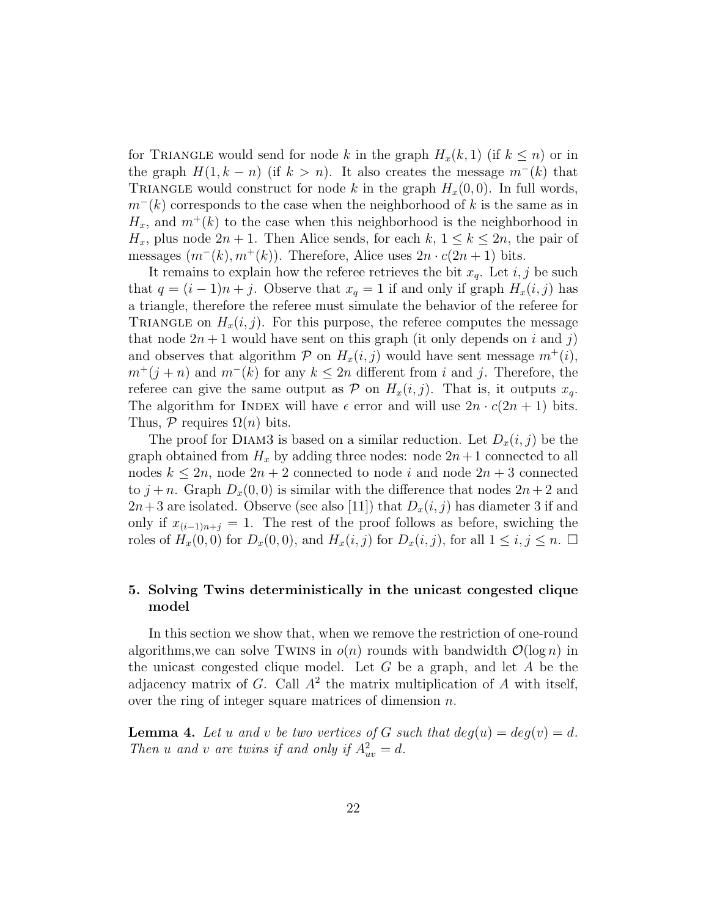for Triangle would send for node $k$ in the graph $H_x(k,1)$ (if $k \leq n$) or in the graph $H(1, k-n)$ (if $k > n$). It also creates the message $m^-(k)$ that Triangle would construct for node $k$ in the graph $H_x(0,0)$. In full words, $m^-(k)$ corresponds to the case when the neighborhood of $k$ is the same as in $H_x$, and $m^+(k)$ to the case when this neighborhood is the neighborhood in $H_x$, plus node $2n+1$. Then Alice sends, for each $k$, $1 \leq k \leq 2n$, the pair of messages $(m^-(k), m^+(k))$. Therefore, Alice uses $2n \cdot c(2n+1)$ bits.

It remains to explain how the referee retrieves the bit $x_q$. Let $i, j$ be such that $q = (i-1)n + j$. Observe that $x_q = 1$ if and only if graph $H_x(i,j)$ has a triangle, therefore the referee must simulate the behavior of the referee for Triangle on $H_x(i,j)$. For this purpose, the referee computes the message that node $2n+1$ would have sent on this graph (it only depends on $i$ and $j$) and observes that algorithm $\mathcal{P}$ on $H_x(i,j)$ would have sent message $m^+(i)$, $m^+(j+n)$ and $m^-(k)$ for any $k \leq 2n$ different from $i$ and $j$. Therefore, the referee can give the same output as $\mathcal{P}$ on $H_x(i,j)$. That is, it outputs $x_q$. The algorithm for Index will have $\epsilon$ error and will use $2n \cdot c(2n+1)$ bits. Thus, $\mathcal{P}$ requires $\Omega(n)$ bits.

The proof for Diam3 is based on a similar reduction. Let $D_x(i,j)$ be the graph obtained from $H_x$ by adding three nodes: node $2n+1$ connected to all nodes $k \leq 2n$, node $2n+2$ connected to node $i$ and node $2n+3$ connected to $j+n$. Graph $D_x(0,0)$ is similar with the difference that nodes $2n+2$ and $2n+3$ are isolated. Observe (see also [11]) that $D_x(i,j)$ has diameter 3 if and only if $x_{(i-1)n+j} = 1$. The rest of the proof follows as before, swiching the roles of $H_x(0,0)$ for $D_x(0,0)$, and $H_x(i,j)$ for $D_x(i,j)$, for all $1 \leq i, j \leq n$. $\square$

## 5. Solving Twins deterministically in the unicast congested clique model

In this section we show that, when we remove the restriction of one-round algorithms,we can solve Twins in $o(n)$ rounds with bandwidth $\mathcal{O}(\log n)$ in the unicast congested clique model. Let $G$ be a graph, and let $A$ be the adjacency matrix of $G$. Call $A^2$ the matrix multiplication of $A$ with itself, over the ring of integer square matrices of dimension $n$.

**Lemma 4.** *Let $u$ and $v$ be two vertices of $G$ such that $deg(u) = deg(v) = d$. Then $u$ and $v$ are twins if and only if $A^2_{uv} = d$.*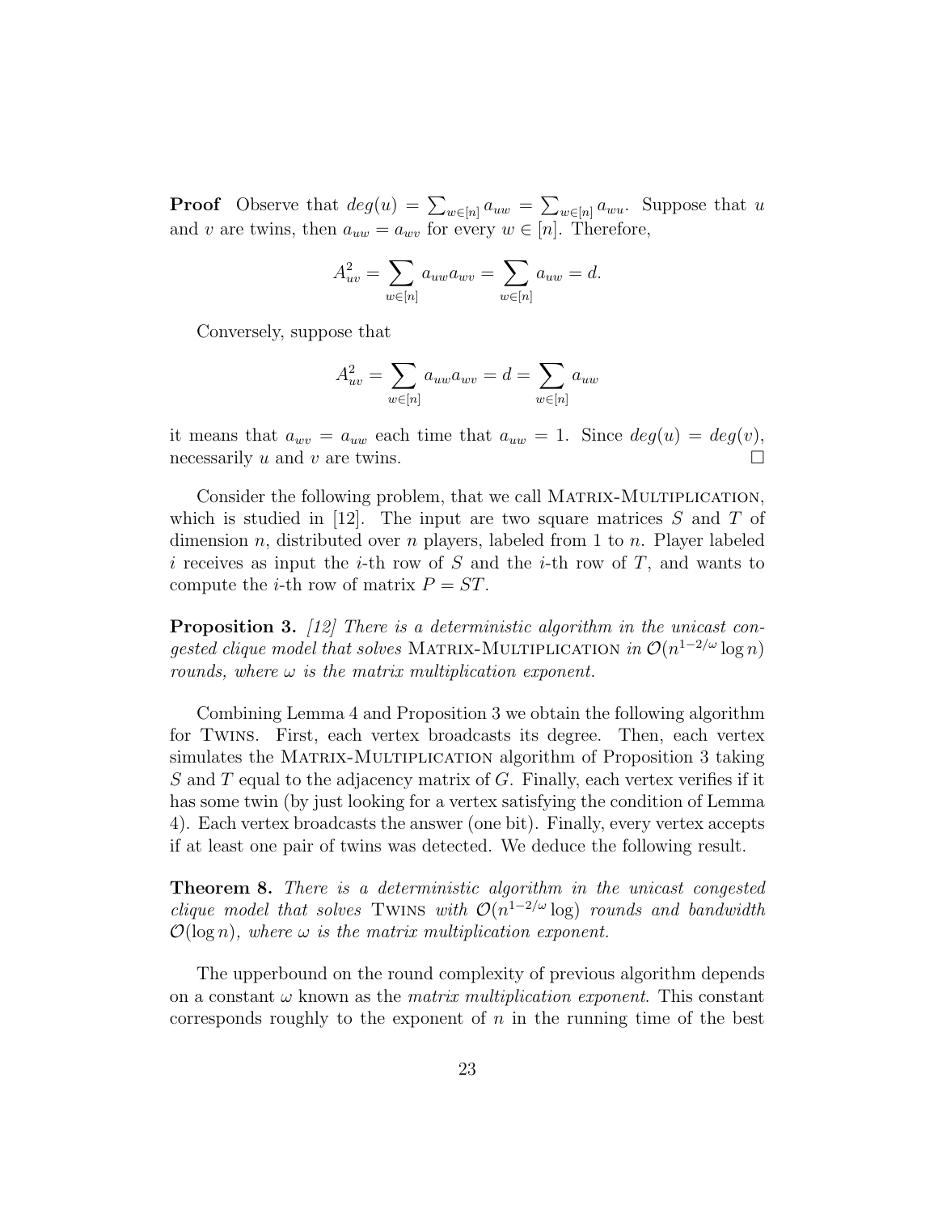**Proof** Observe that $deg(u) = \sum_{w \in [n]} a_{uw} = \sum_{w \in [n]} a_{wu}$. Suppose that $u$ and $v$ are twins, then $a_{uw} = a_{wv}$ for every $w \in [n]$. Therefore,

$$A^2_{uv} = \sum_{w \in [n]} a_{uw} a_{wv} = \sum_{w \in [n]} a_{uw} = d.$$

Conversely, suppose that

$$A^2_{uv} = \sum_{w \in [n]} a_{uw} a_{wv} = d = \sum_{w \in [n]} a_{uw}$$

it means that $a_{wv} = a_{uw}$ each time that $a_{uw} = 1$. Since $deg(u) = deg(v)$, necessarily $u$ and $v$ are twins. □

Consider the following problem, that we call Matrix-Multiplication, which is studied in [12]. The input are two square matrices $S$ and $T$ of dimension $n$, distributed over $n$ players, labeled from 1 to $n$. Player labeled $i$ receives as input the $i$-th row of $S$ and the $i$-th row of $T$, and wants to compute the $i$-th row of matrix $P = ST$.

**Proposition 3.** *[12] There is a deterministic algorithm in the unicast congested clique model that solves* Matrix-Multiplication *in* $\mathcal{O}(n^{1-2/\omega} \log n)$ *rounds, where* $\omega$ *is the matrix multiplication exponent.*

Combining Lemma 4 and Proposition 3 we obtain the following algorithm for Twins. First, each vertex broadcasts its degree. Then, each vertex simulates the Matrix-Multiplication algorithm of Proposition 3 taking $S$ and $T$ equal to the adjacency matrix of $G$. Finally, each vertex verifies if it has some twin (by just looking for a vertex satisfying the condition of Lemma 4). Each vertex broadcasts the answer (one bit). Finally, every vertex accepts if at least one pair of twins was detected. We deduce the following result.

**Theorem 8.** *There is a deterministic algorithm in the unicast congested clique model that solves* Twins *with* $\mathcal{O}(n^{1-2/\omega} \log)$ *rounds and bandwidth* $\mathcal{O}(\log n)$*, where* $\omega$ *is the matrix multiplication exponent.*

The upperbound on the round complexity of previous algorithm depends on a constant $\omega$ known as the *matrix multiplication exponent*. This constant corresponds roughly to the exponent of $n$ in the running time of the best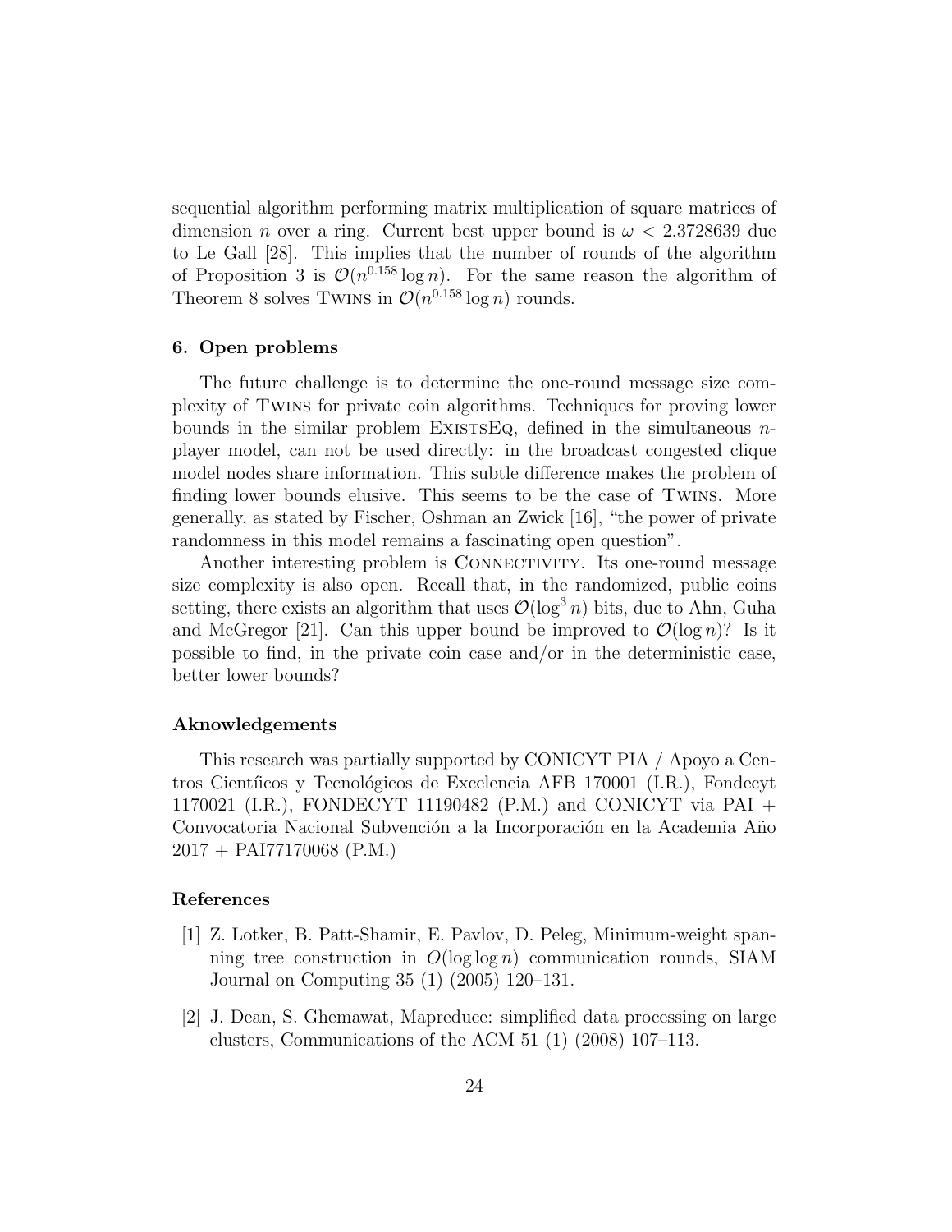sequential algorithm performing matrix multiplication of square matrices of dimension $n$ over a ring. Current best upper bound is $\omega < 2.3728639$ due to Le Gall [28]. This implies that the number of rounds of the algorithm of Proposition 3 is $\mathcal{O}(n^{0.158} \log n)$. For the same reason the algorithm of Theorem 8 solves TWINS in $\mathcal{O}(n^{0.158} \log n)$ rounds.

## 6. Open problems

The future challenge is to determine the one-round message size complexity of TWINS for private coin algorithms. Techniques for proving lower bounds in the similar problem EXISTSEQ, defined in the simultaneous $n$-player model, can not be used directly: in the broadcast congested clique model nodes share information. This subtle difference makes the problem of finding lower bounds elusive. This seems to be the case of TWINS. More generally, as stated by Fischer, Oshman an Zwick [16], "the power of private randomness in this model remains a fascinating open question".

Another interesting problem is CONNECTIVITY. Its one-round message size complexity is also open. Recall that, in the randomized, public coins setting, there exists an algorithm that uses $\mathcal{O}(\log^3 n)$ bits, due to Ahn, Guha and McGregor [21]. Can this upper bound be improved to $\mathcal{O}(\log n)$? Is it possible to find, in the private coin case and/or in the deterministic case, better lower bounds?

## Aknowledgements

This research was partially supported by CONICYT PIA / Apoyo a Centros Científicos y Tecnológicos de Excelencia AFB 170001 (I.R.), Fondecyt 1170021 (I.R.), FONDECYT 11190482 (P.M.) and CONICYT via PAI + Convocatoria Nacional Subvención a la Incorporación en la Academia Año 2017 + PAI77170068 (P.M.)

## References

[1] Z. Lotker, B. Patt-Shamir, E. Pavlov, D. Peleg, Minimum-weight spanning tree construction in $O(\log \log n)$ communication rounds, SIAM Journal on Computing 35 (1) (2005) 120–131.

[2] J. Dean, S. Ghemawat, Mapreduce: simplified data processing on large clusters, Communications of the ACM 51 (1) (2008) 107–113.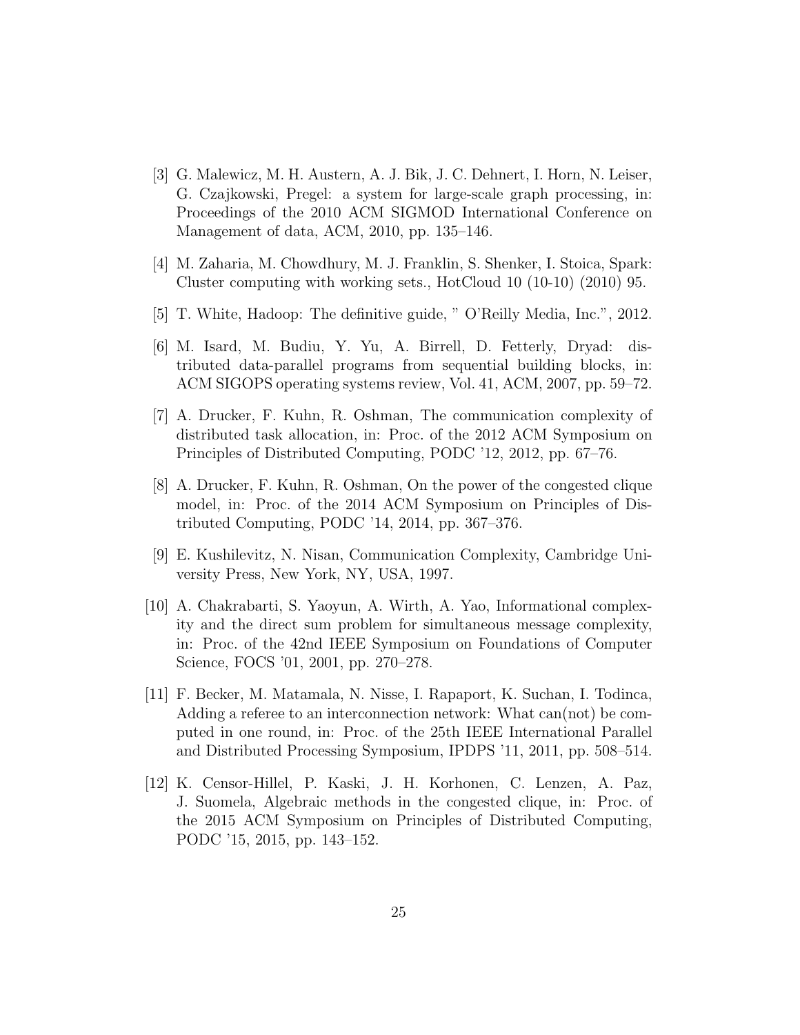[3] G. Malewicz, M. H. Austern, A. J. Bik, J. C. Dehnert, I. Horn, N. Leiser, G. Czajkowski, Pregel: a system for large-scale graph processing, in: Proceedings of the 2010 ACM SIGMOD International Conference on Management of data, ACM, 2010, pp. 135–146.

[4] M. Zaharia, M. Chowdhury, M. J. Franklin, S. Shenker, I. Stoica, Spark: Cluster computing with working sets., HotCloud 10 (10-10) (2010) 95.

[5] T. White, Hadoop: The definitive guide, " O'Reilly Media, Inc.", 2012.

[6] M. Isard, M. Budiu, Y. Yu, A. Birrell, D. Fetterly, Dryad: distributed data-parallel programs from sequential building blocks, in: ACM SIGOPS operating systems review, Vol. 41, ACM, 2007, pp. 59–72.

[7] A. Drucker, F. Kuhn, R. Oshman, The communication complexity of distributed task allocation, in: Proc. of the 2012 ACM Symposium on Principles of Distributed Computing, PODC '12, 2012, pp. 67–76.

[8] A. Drucker, F. Kuhn, R. Oshman, On the power of the congested clique model, in: Proc. of the 2014 ACM Symposium on Principles of Distributed Computing, PODC '14, 2014, pp. 367–376.

[9] E. Kushilevitz, N. Nisan, Communication Complexity, Cambridge University Press, New York, NY, USA, 1997.

[10] A. Chakrabarti, S. Yaoyun, A. Wirth, A. Yao, Informational complexity and the direct sum problem for simultaneous message complexity, in: Proc. of the 42nd IEEE Symposium on Foundations of Computer Science, FOCS '01, 2001, pp. 270–278.

[11] F. Becker, M. Matamala, N. Nisse, I. Rapaport, K. Suchan, I. Todinca, Adding a referee to an interconnection network: What can(not) be computed in one round, in: Proc. of the 25th IEEE International Parallel and Distributed Processing Symposium, IPDPS '11, 2011, pp. 508–514.

[12] K. Censor-Hillel, P. Kaski, J. H. Korhonen, C. Lenzen, A. Paz, J. Suomela, Algebraic methods in the congested clique, in: Proc. of the 2015 ACM Symposium on Principles of Distributed Computing, PODC '15, 2015, pp. 143–152.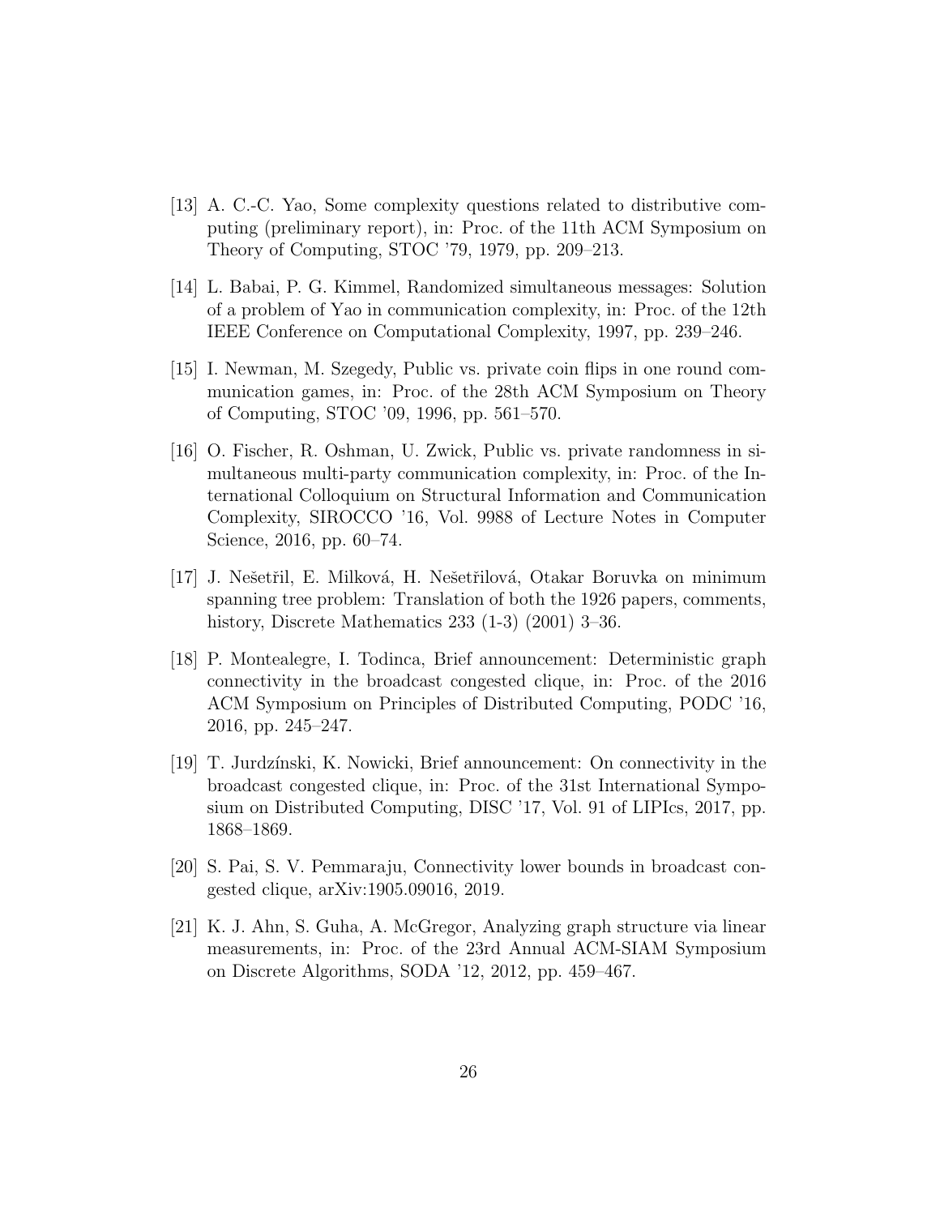[13] A. C.-C. Yao, Some complexity questions related to distributive computing (preliminary report), in: Proc. of the 11th ACM Symposium on Theory of Computing, STOC '79, 1979, pp. 209–213.

[14] L. Babai, P. G. Kimmel, Randomized simultaneous messages: Solution of a problem of Yao in communication complexity, in: Proc. of the 12th IEEE Conference on Computational Complexity, 1997, pp. 239–246.

[15] I. Newman, M. Szegedy, Public vs. private coin flips in one round communication games, in: Proc. of the 28th ACM Symposium on Theory of Computing, STOC '09, 1996, pp. 561–570.

[16] O. Fischer, R. Oshman, U. Zwick, Public vs. private randomness in simultaneous multi-party communication complexity, in: Proc. of the International Colloquium on Structural Information and Communication Complexity, SIROCCO '16, Vol. 9988 of Lecture Notes in Computer Science, 2016, pp. 60–74.

[17] J. Nešetřil, E. Milková, H. Nešetřilová, Otakar Boruvka on minimum spanning tree problem: Translation of both the 1926 papers, comments, history, Discrete Mathematics 233 (1-3) (2001) 3–36.

[18] P. Montealegre, I. Todinca, Brief announcement: Deterministic graph connectivity in the broadcast congested clique, in: Proc. of the 2016 ACM Symposium on Principles of Distributed Computing, PODC '16, 2016, pp. 245–247.

[19] T. Jurdzínski, K. Nowicki, Brief announcement: On connectivity in the broadcast congested clique, in: Proc. of the 31st International Symposium on Distributed Computing, DISC '17, Vol. 91 of LIPIcs, 2017, pp. 1868–1869.

[20] S. Pai, S. V. Pemmaraju, Connectivity lower bounds in broadcast congested clique, arXiv:1905.09016, 2019.

[21] K. J. Ahn, S. Guha, A. McGregor, Analyzing graph structure via linear measurements, in: Proc. of the 23rd Annual ACM-SIAM Symposium on Discrete Algorithms, SODA '12, 2012, pp. 459–467.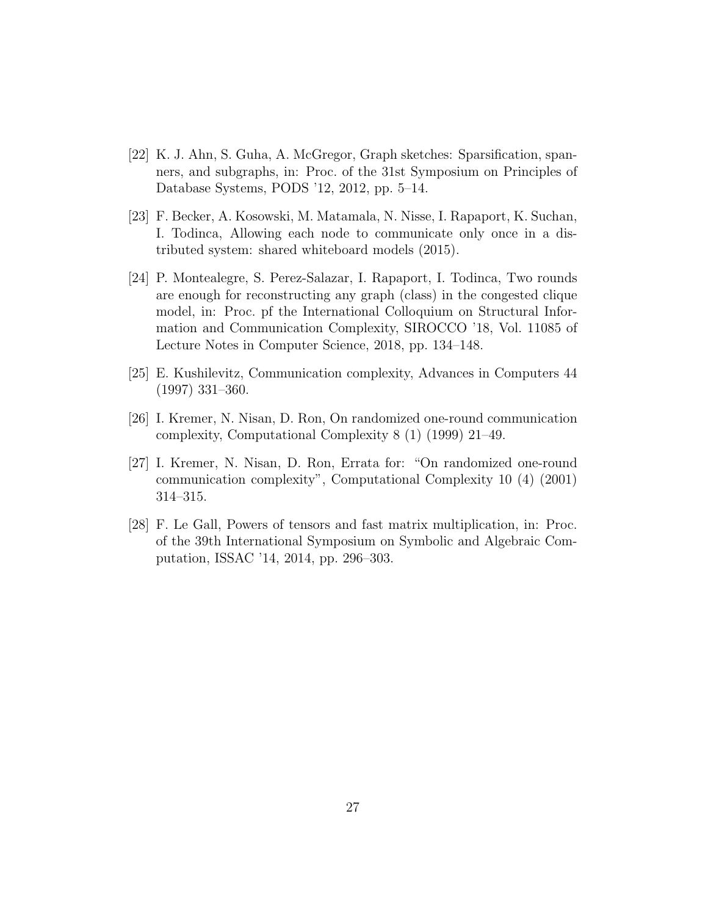[22] K. J. Ahn, S. Guha, A. McGregor, Graph sketches: Sparsification, spanners, and subgraphs, in: Proc. of the 31st Symposium on Principles of Database Systems, PODS '12, 2012, pp. 5–14.

[23] F. Becker, A. Kosowski, M. Matamala, N. Nisse, I. Rapaport, K. Suchan, I. Todinca, Allowing each node to communicate only once in a distributed system: shared whiteboard models (2015).

[24] P. Montealegre, S. Perez-Salazar, I. Rapaport, I. Todinca, Two rounds are enough for reconstructing any graph (class) in the congested clique model, in: Proc. pf the International Colloquium on Structural Information and Communication Complexity, SIROCCO '18, Vol. 11085 of Lecture Notes in Computer Science, 2018, pp. 134–148.

[25] E. Kushilevitz, Communication complexity, Advances in Computers 44 (1997) 331–360.

[26] I. Kremer, N. Nisan, D. Ron, On randomized one-round communication complexity, Computational Complexity 8 (1) (1999) 21–49.

[27] I. Kremer, N. Nisan, D. Ron, Errata for: "On randomized one-round communication complexity", Computational Complexity 10 (4) (2001) 314–315.

[28] F. Le Gall, Powers of tensors and fast matrix multiplication, in: Proc. of the 39th International Symposium on Symbolic and Algebraic Computation, ISSAC '14, 2014, pp. 296–303.